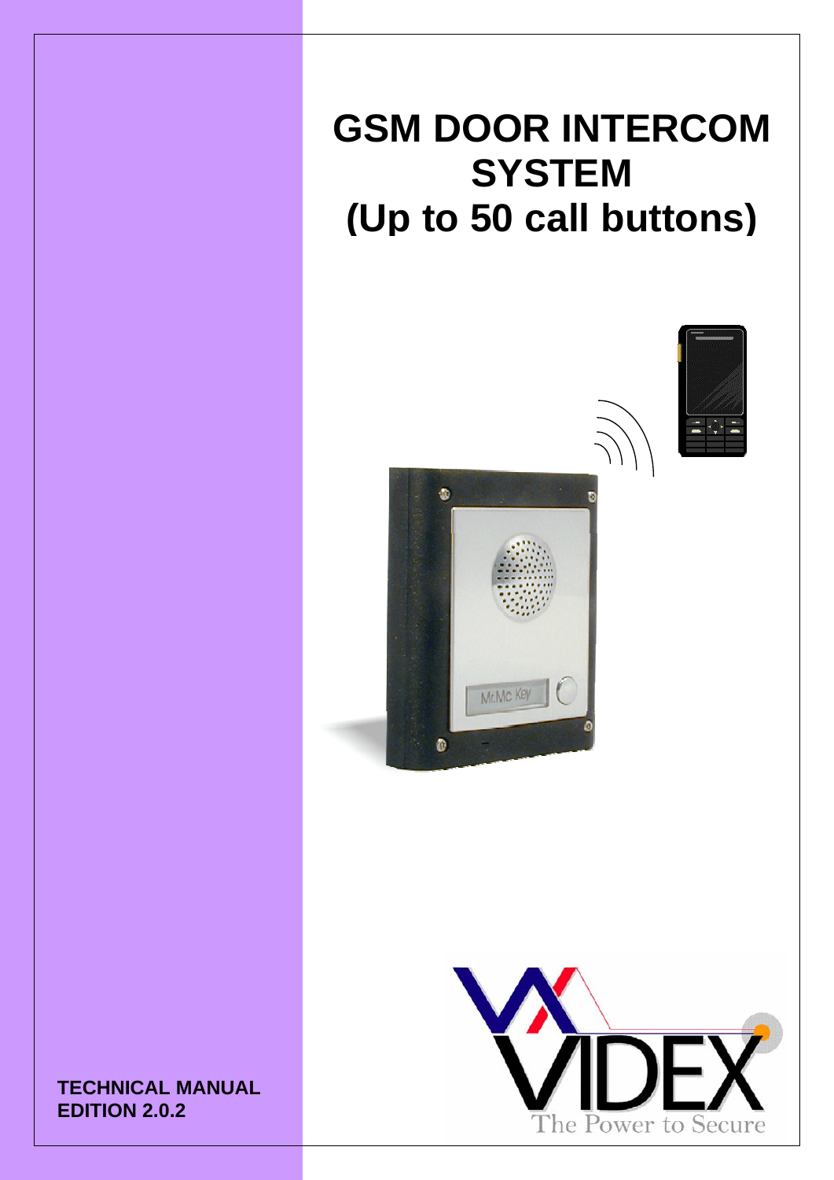# GSM DOOR INTERCOM SYSTEM (Up to 50 call buttons)

**TECHNICAL MANUAL**
**EDITION 2.0.2**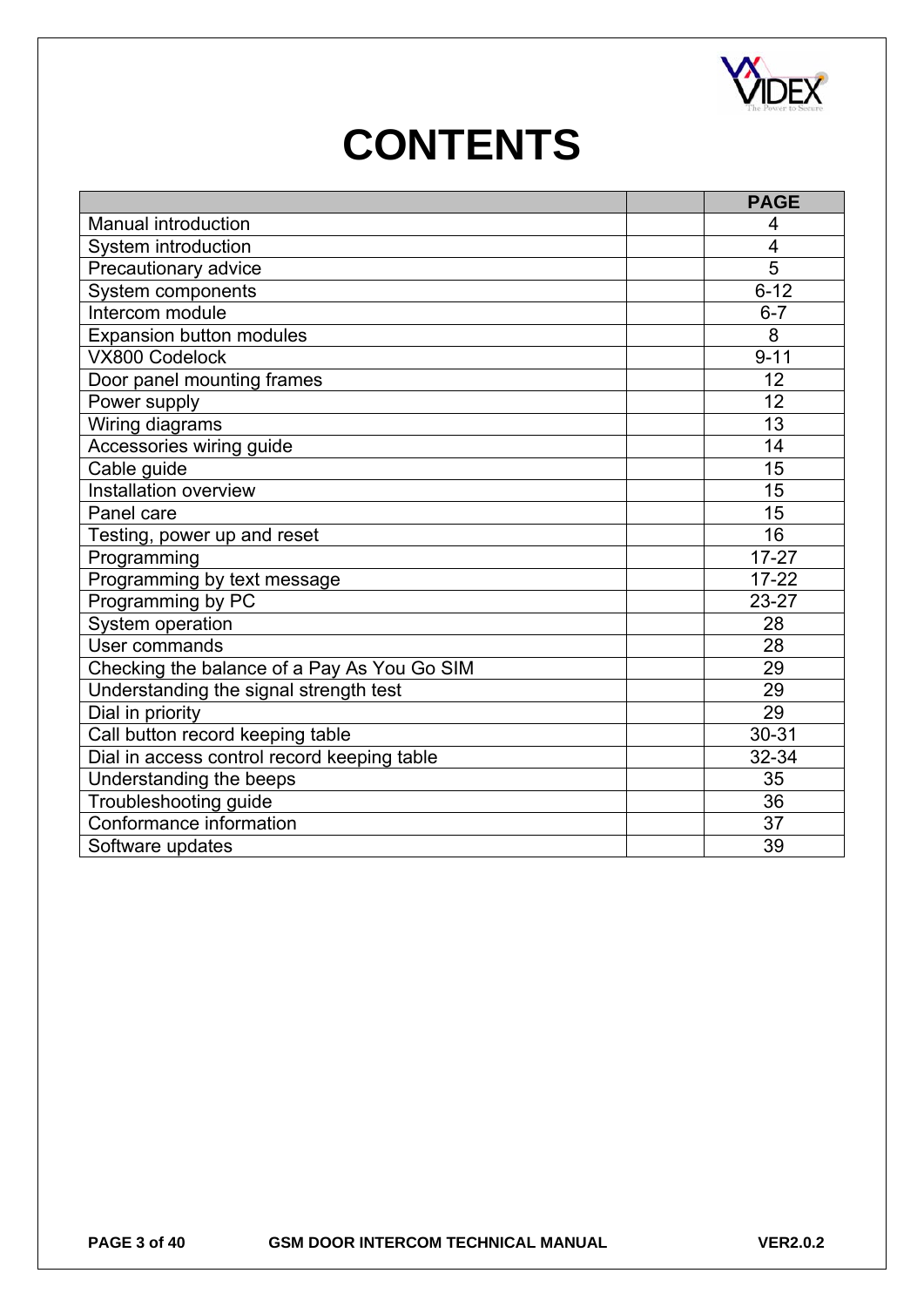# CONTENTS

| | | PAGE |
|---|---|---|
| Manual introduction | | 4 |
| System introduction | | 4 |
| Precautionary advice | | 5 |
| System components | | 6-12 |
| Intercom module | | 6-7 |
| Expansion button modules | | 8 |
| VX800 Codelock | | 9-11 |
| Door panel mounting frames | | 12 |
| Power supply | | 12 |
| Wiring diagrams | | 13 |
| Accessories wiring guide | | 14 |
| Cable guide | | 15 |
| Installation overview | | 15 |
| Panel care | | 15 |
| Testing, power up and reset | | 16 |
| Programming | | 17-27 |
| Programming by text message | | 17-22 |
| Programming by PC | | 23-27 |
| System operation | | 28 |
| User commands | | 28 |
| Checking the balance of a Pay As You Go SIM | | 29 |
| Understanding the signal strength test | | 29 |
| Dial in priority | | 29 |
| Call button record keeping table | | 30-31 |
| Dial in access control record keeping table | | 32-34 |
| Understanding the beeps | | 35 |
| Troubleshooting guide | | 36 |
| Conformance information | | 37 |
| Software updates | | 39 |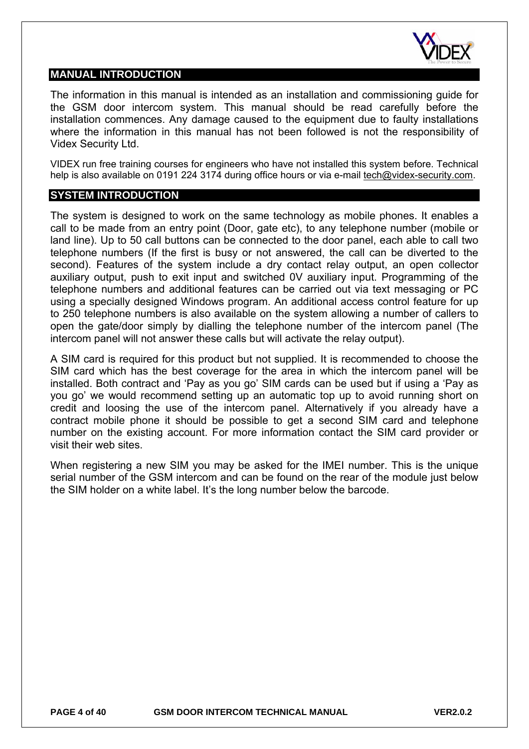## MANUAL INTRODUCTION

The information in this manual is intended as an installation and commissioning guide for the GSM door intercom system. This manual should be read carefully before the installation commences. Any damage caused to the equipment due to faulty installations where the information in this manual has not been followed is not the responsibility of Videx Security Ltd.

VIDEX run free training courses for engineers who have not installed this system before. Technical help is also available on 0191 224 3174 during office hours or via e-mail tech@videx-security.com.

## SYSTEM INTRODUCTION

The system is designed to work on the same technology as mobile phones. It enables a call to be made from an entry point (Door, gate etc), to any telephone number (mobile or land line). Up to 50 call buttons can be connected to the door panel, each able to call two telephone numbers (If the first is busy or not answered, the call can be diverted to the second). Features of the system include a dry contact relay output, an open collector auxiliary output, push to exit input and switched 0V auxiliary input. Programming of the telephone numbers and additional features can be carried out via text messaging or PC using a specially designed Windows program. An additional access control feature for up to 250 telephone numbers is also available on the system allowing a number of callers to open the gate/door simply by dialling the telephone number of the intercom panel (The intercom panel will not answer these calls but will activate the relay output).

A SIM card is required for this product but not supplied. It is recommended to choose the SIM card which has the best coverage for the area in which the intercom panel will be installed. Both contract and 'Pay as you go' SIM cards can be used but if using a 'Pay as you go' we would recommend setting up an automatic top up to avoid running short on credit and loosing the use of the intercom panel. Alternatively if you already have a contract mobile phone it should be possible to get a second SIM card and telephone number on the existing account. For more information contact the SIM card provider or visit their web sites.

When registering a new SIM you may be asked for the IMEI number. This is the unique serial number of the GSM intercom and can be found on the rear of the module just below the SIM holder on a white label. It's the long number below the barcode.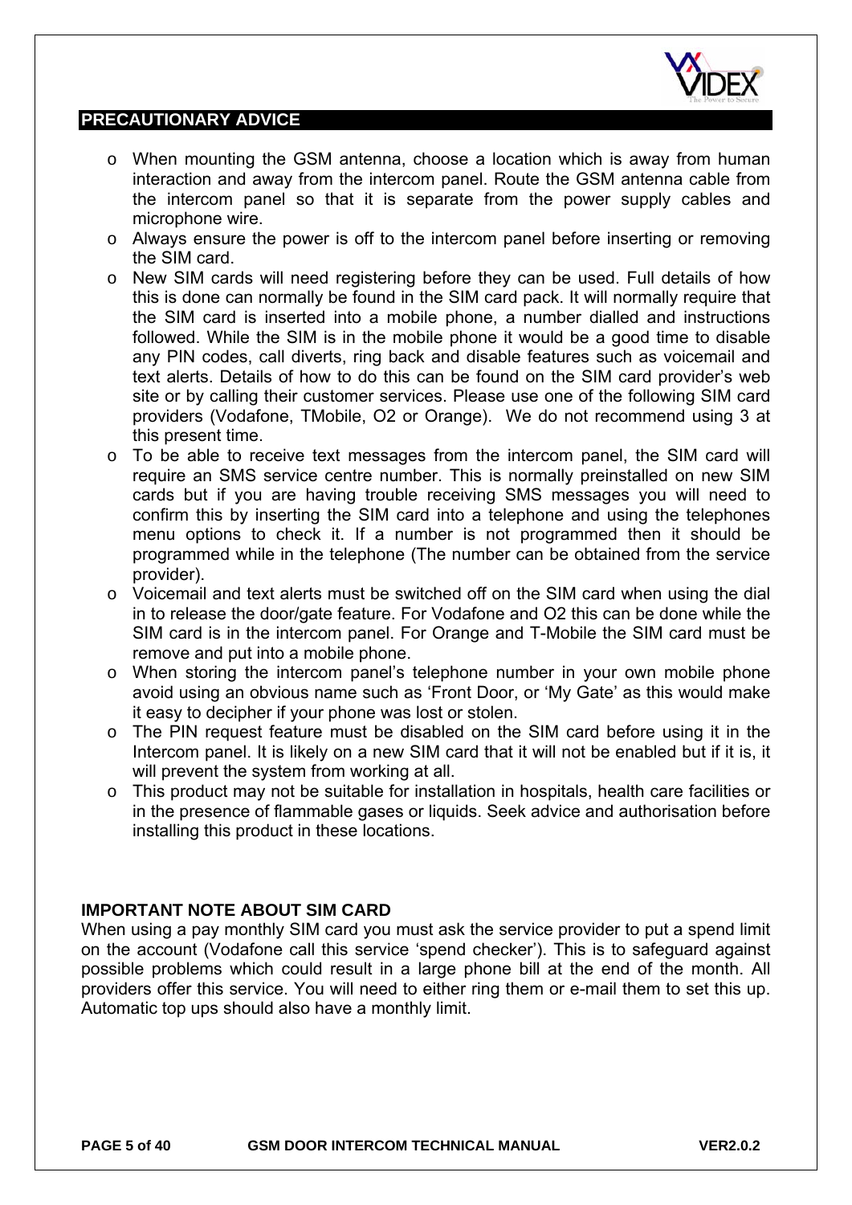## PRECAUTIONARY ADVICE

- When mounting the GSM antenna, choose a location which is away from human interaction and away from the intercom panel. Route the GSM antenna cable from the intercom panel so that it is separate from the power supply cables and microphone wire.
- Always ensure the power is off to the intercom panel before inserting or removing the SIM card.
- New SIM cards will need registering before they can be used. Full details of how this is done can normally be found in the SIM card pack. It will normally require that the SIM card is inserted into a mobile phone, a number dialled and instructions followed. While the SIM is in the mobile phone it would be a good time to disable any PIN codes, call diverts, ring back and disable features such as voicemail and text alerts. Details of how to do this can be found on the SIM card provider's web site or by calling their customer services. Please use one of the following SIM card providers (Vodafone, TMobile, O2 or Orange). We do not recommend using 3 at this present time.
- To be able to receive text messages from the intercom panel, the SIM card will require an SMS service centre number. This is normally preinstalled on new SIM cards but if you are having trouble receiving SMS messages you will need to confirm this by inserting the SIM card into a telephone and using the telephones menu options to check it. If a number is not programmed then it should be programmed while in the telephone (The number can be obtained from the service provider).
- Voicemail and text alerts must be switched off on the SIM card when using the dial in to release the door/gate feature. For Vodafone and O2 this can be done while the SIM card is in the intercom panel. For Orange and T-Mobile the SIM card must be remove and put into a mobile phone.
- When storing the intercom panel's telephone number in your own mobile phone avoid using an obvious name such as 'Front Door, or 'My Gate' as this would make it easy to decipher if your phone was lost or stolen.
- The PIN request feature must be disabled on the SIM card before using it in the Intercom panel. It is likely on a new SIM card that it will not be enabled but if it is, it will prevent the system from working at all.
- This product may not be suitable for installation in hospitals, health care facilities or in the presence of flammable gases or liquids. Seek advice and authorisation before installing this product in these locations.

### IMPORTANT NOTE ABOUT SIM CARD

When using a pay monthly SIM card you must ask the service provider to put a spend limit on the account (Vodafone call this service 'spend checker'). This is to safeguard against possible problems which could result in a large phone bill at the end of the month. All providers offer this service. You will need to either ring them or e-mail them to set this up. Automatic top ups should also have a monthly limit.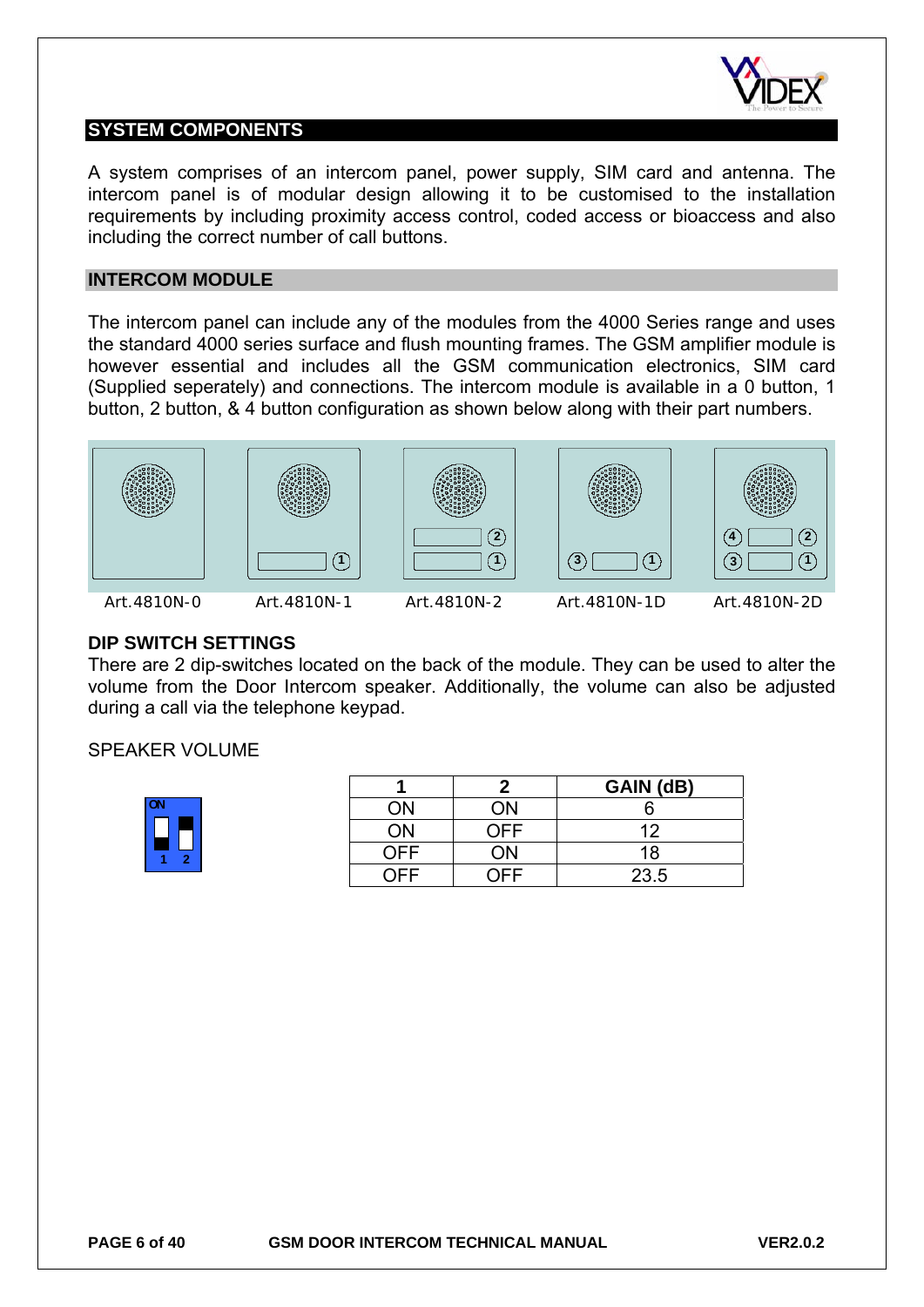## SYSTEM COMPONENTS

A system comprises of an intercom panel, power supply, SIM card and antenna. The intercom panel is of modular design allowing it to be customised to the installation requirements by including proximity access control, coded access or bioaccess and also including the correct number of call buttons.

## INTERCOM MODULE

The intercom panel can include any of the modules from the 4000 Series range and uses the standard 4000 series surface and flush mounting frames. The GSM amplifier module is however essential and includes all the GSM communication electronics, SIM card (Supplied seperately) and connections. The intercom module is available in a 0 button, 1 button, 2 button, & 4 button configuration as shown below along with their part numbers.

Art.4810N-0 Art.4810N-1 Art.4810N-2 Art.4810N-1D Art.4810N-2D

### DIP SWITCH SETTINGS

There are 2 dip-switches located on the back of the module. They can be used to alter the volume from the Door Intercom speaker. Additionally, the volume can also be adjusted during a call via the telephone keypad.

SPEAKER VOLUME

| 1 | 2 | GAIN (dB) |
|---|---|---|
| ON | ON | 6 |
| ON | OFF | 12 |
| OFF | ON | 18 |
| OFF | OFF | 23.5 |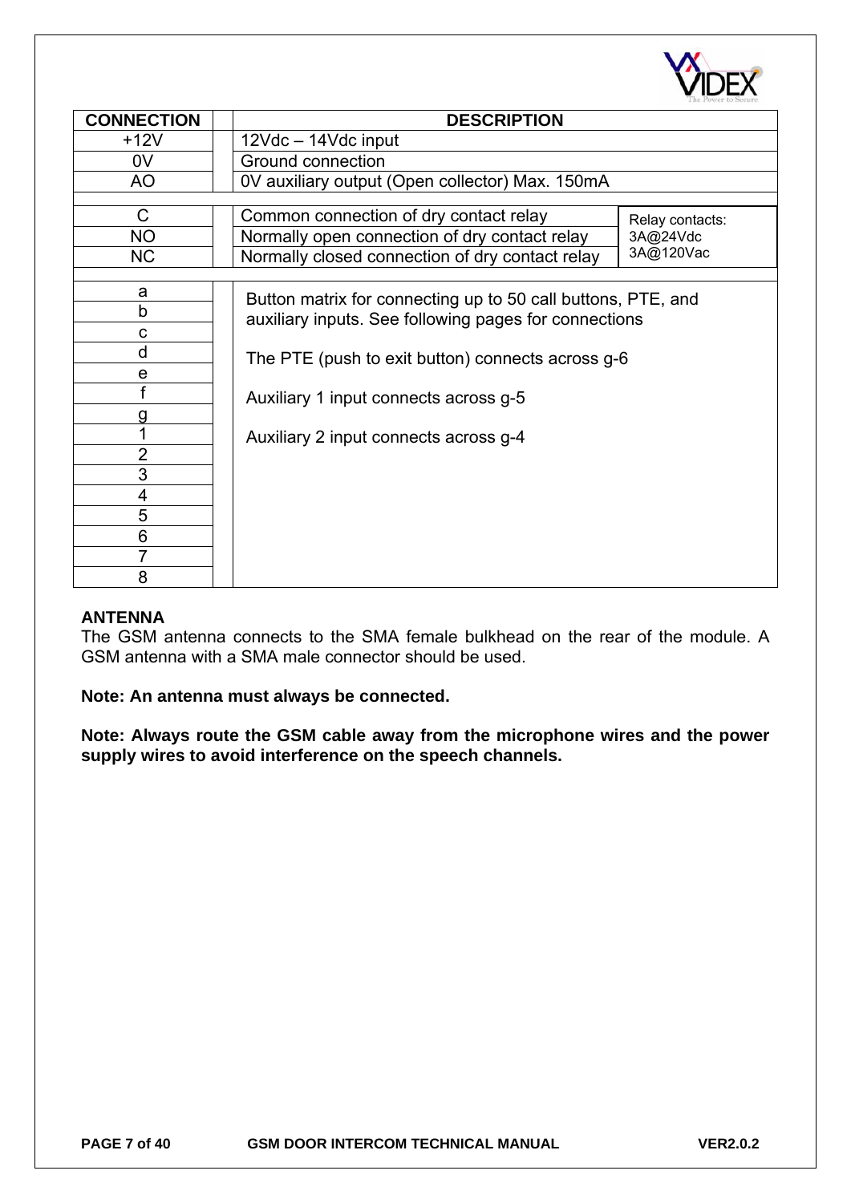| CONNECTION | DESCRIPTION | |
|---|---|---|
| +12V | 12Vdc – 14Vdc input | |
| 0V | Ground connection | |
| AO | 0V auxiliary output (Open collector) Max. 150mA | |
| | | |
| C | Common connection of dry contact relay | Relay contacts: 3A@24Vdc 3A@120Vac |
| NO | Normally open connection of dry contact relay | |
| NC | Normally closed connection of dry contact relay | |
| | | |
| a | Button matrix for connecting up to 50 call buttons, PTE, and auxiliary inputs. See following pages for connections<br><br>The PTE (push to exit button) connects across g-6<br><br>Auxiliary 1 input connects across g-5<br><br>Auxiliary 2 input connects across g-4 | |
| b | | |
| c | | |
| d | | |
| e | | |
| f | | |
| g | | |
| 1 | | |
| 2 | | |
| 3 | | |
| 4 | | |
| 5 | | |
| 6 | | |
| 7 | | |
| 8 | | |

## ANTENNA

The GSM antenna connects to the SMA female bulkhead on the rear of the module. A GSM antenna with a SMA male connector should be used.

**Note: An antenna must always be connected.**

**Note: Always route the GSM cable away from the microphone wires and the power supply wires to avoid interference on the speech channels.**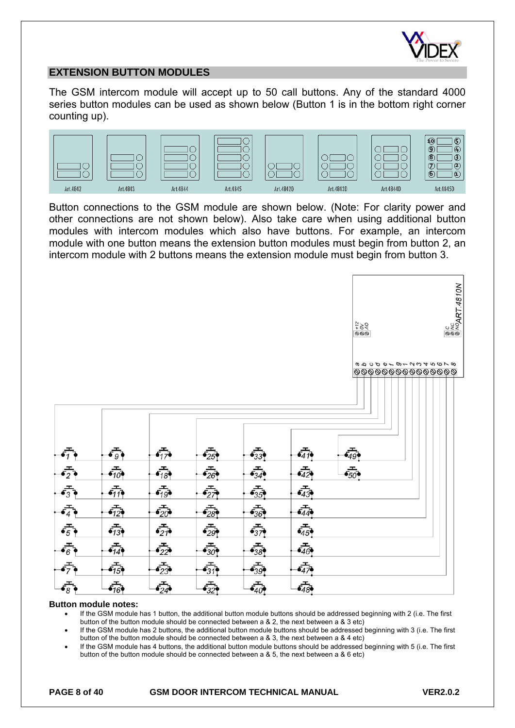## EXTENSION BUTTON MODULES

The GSM intercom module will accept up to 50 call buttons. Any of the standard 4000 series button modules can be used as shown below (Button 1 is in the bottom right corner counting up).

Art.4842 Art.4843 Art.4844 Art.4845 Art.4842D Art.4843D Art.4844D Art.4845D

Button connections to the GSM module are shown below. (Note: For clarity power and other connections are not shown below). Also take care when using additional button modules with intercom modules which also have buttons. For example, an intercom module with one button means the extension button modules must begin from button 2, an intercom module with 2 buttons means the extension module must begin from button 3.

**Button module notes:**

- If the GSM module has 1 button, the additional button module buttons should be addressed beginning with 2 (i.e. The first button of the button module should be connected between a & 2, the next between a & 3 etc)
- If the GSM module has 2 buttons, the additional button module buttons should be addressed beginning with 3 (i.e. The first button of the button module should be connected between a & 3, the next between a & 4 etc)
- If the GSM module has 4 buttons, the additional button module buttons should be addressed beginning with 5 (i.e. The first button of the button module should be connected between a & 5, the next between a & 6 etc)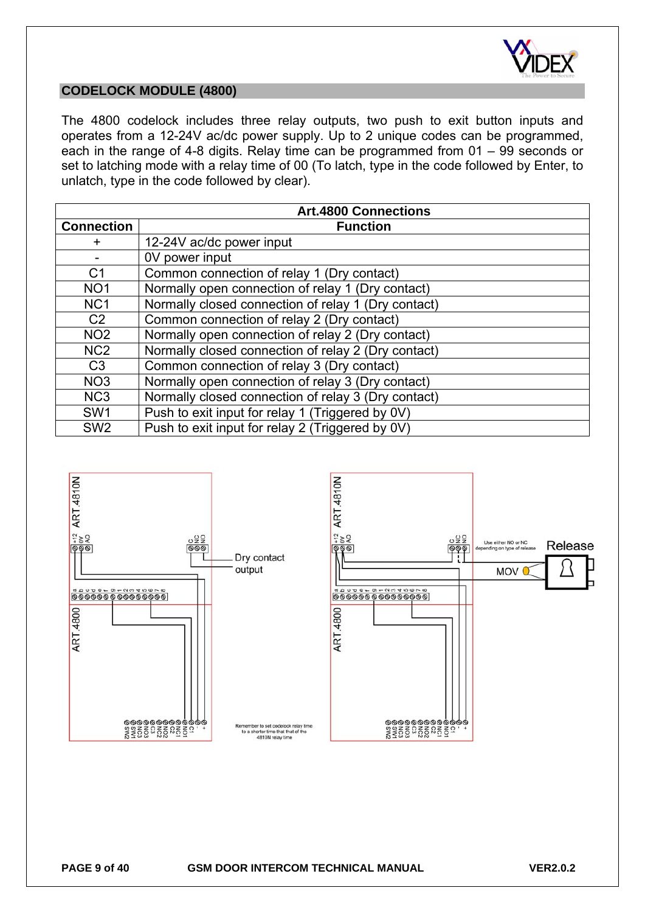## CODELOCK MODULE (4800)

The 4800 codelock includes three relay outputs, two push to exit button inputs and operates from a 12-24V ac/dc power supply. Up to 2 unique codes can be programmed, each in the range of 4-8 digits. Relay time can be programmed from 01 – 99 seconds or set to latching mode with a relay time of 00 (To latch, type in the code followed by Enter, to unlatch, type in the code followed by clear).

| Art.4800 Connections | |
|---|---|
| **Connection** | **Function** |
| + | 12-24V ac/dc power input |
| - | 0V power input |
| C1 | Common connection of relay 1 (Dry contact) |
| NO1 | Normally open connection of relay 1 (Dry contact) |
| NC1 | Normally closed connection of relay 1 (Dry contact) |
| C2 | Common connection of relay 2 (Dry contact) |
| NO2 | Normally open connection of relay 2 (Dry contact) |
| NC2 | Normally closed connection of relay 2 (Dry contact) |
| C3 | Common connection of relay 3 (Dry contact) |
| NO3 | Normally open connection of relay 3 (Dry contact) |
| NC3 | Normally closed connection of relay 3 (Dry contact) |
| SW1 | Push to exit input for relay 1 (Triggered by 0V) |
| SW2 | Push to exit input for relay 2 (Triggered by 0V) |

Remember to set codelock relay time to a shorter time that that of the 4810N relay time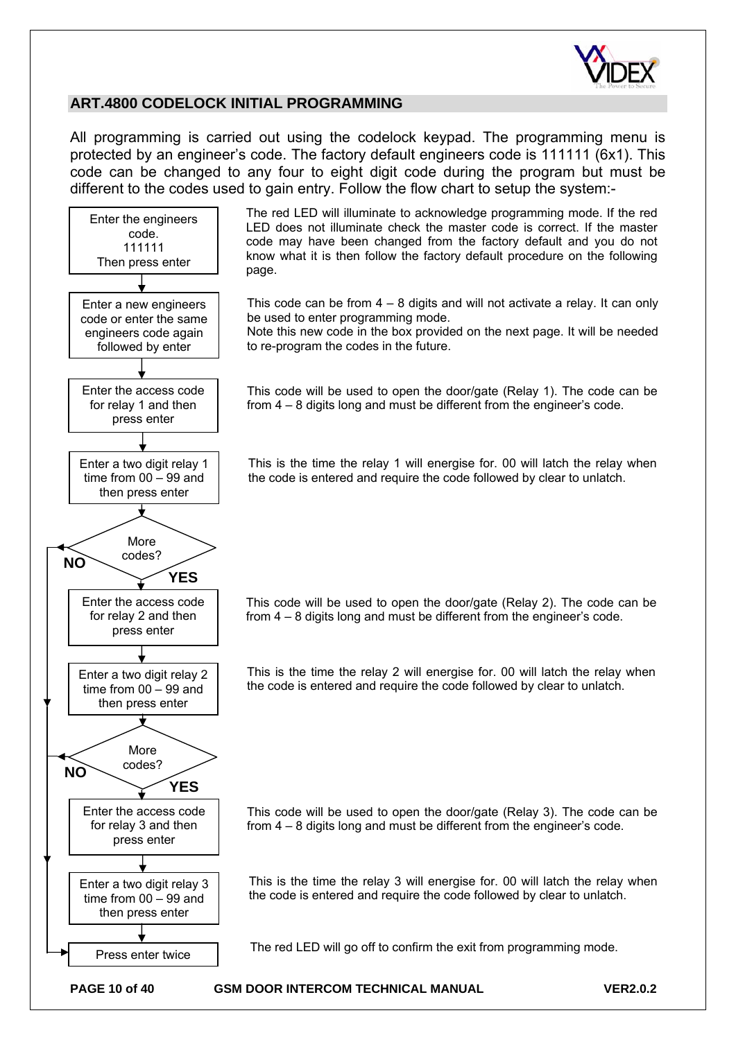## ART.4800 CODELOCK INITIAL PROGRAMMING

All programming is carried out using the codelock keypad. The programming menu is protected by an engineer's code. The factory default engineers code is 111111 (6x1). This code can be changed to any four to eight digit code during the program but must be different to the codes used to gain entry. Follow the flow chart to setup the system:-

| Step | Description |
|---|---|
| Enter the engineers code. 111111 Then press enter | The red LED will illuminate to acknowledge programming mode. If the red LED does not illuminate check the master code is correct. If the master code may have been changed from the factory default and you do not know what it is then follow the factory default procedure on the following page. |
| Enter a new engineers code or enter the same engineers code again followed by enter | This code can be from 4 – 8 digits and will not activate a relay. It can only be used to enter programming mode. Note this new code in the box provided on the next page. It will be needed to re-program the codes in the future. |
| Enter the access code for relay 1 and then press enter | This code will be used to open the door/gate (Relay 1). The code can be from 4 – 8 digits long and must be different from the engineer's code. |
| Enter a two digit relay 1 time from 00 – 99 and then press enter | This is the time the relay 1 will energise for. 00 will latch the relay when the code is entered and require the code followed by clear to unlatch. |
| More codes? (NO → Press enter twice; YES → continue) | |
| Enter the access code for relay 2 and then press enter | This code will be used to open the door/gate (Relay 2). The code can be from 4 – 8 digits long and must be different from the engineer's code. |
| Enter a two digit relay 2 time from 00 – 99 and then press enter | This is the time the relay 2 will energise for. 00 will latch the relay when the code is entered and require the code followed by clear to unlatch. |
| More codes? (NO → Press enter twice; YES → continue) | |
| Enter the access code for relay 3 and then press enter | This code will be used to open the door/gate (Relay 3). The code can be from 4 – 8 digits long and must be different from the engineer's code. |
| Enter a two digit relay 3 time from 00 – 99 and then press enter | This is the time the relay 3 will energise for. 00 will latch the relay when the code is entered and require the code followed by clear to unlatch. |
| Press enter twice | The red LED will go off to confirm the exit from programming mode. |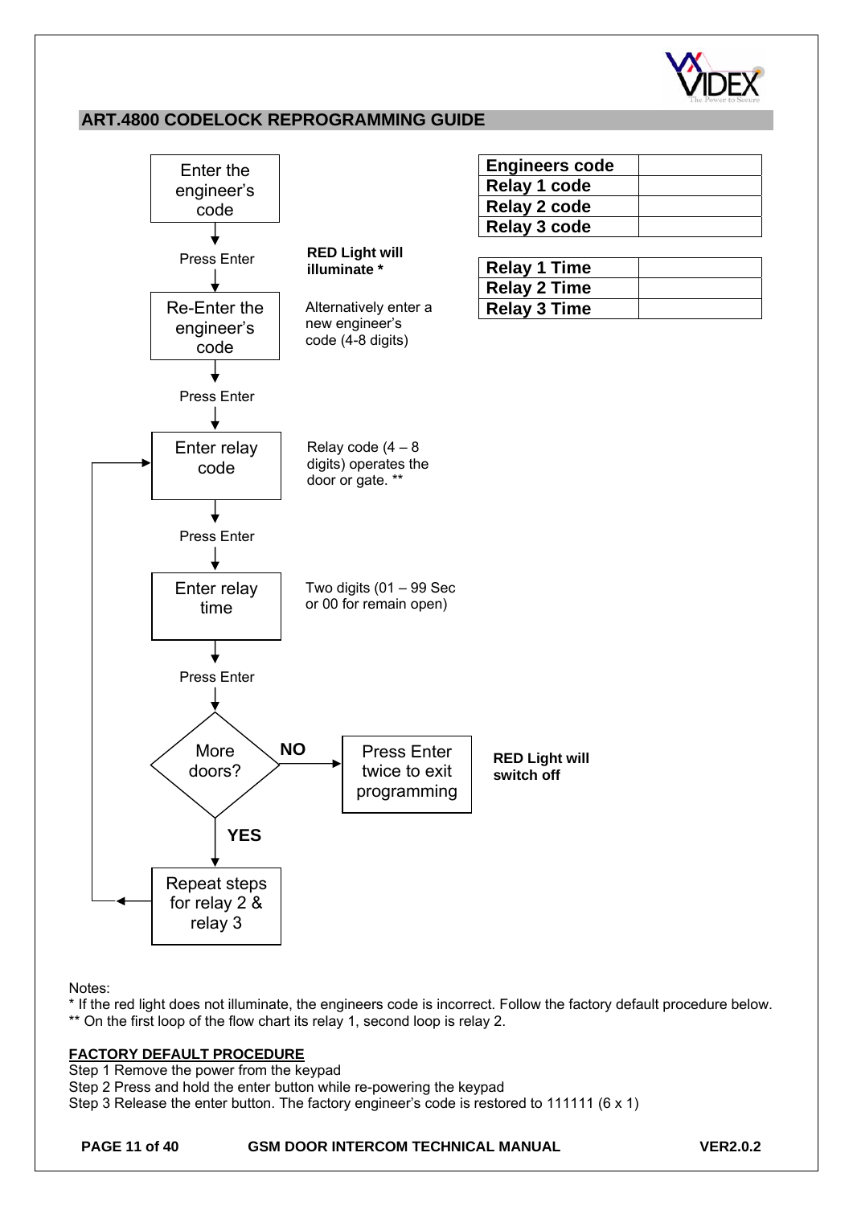## ART.4800 CODELOCK REPROGRAMMING GUIDE

| Engineers code | |
|---|---|
| Relay 1 code | |
| Relay 2 code | |
| Relay 3 code | |

| Relay 1 Time | |
|---|---|
| Relay 2 Time | |
| Relay 3 Time | |

Enter the engineer's code

↓ Press Enter — **RED Light will illuminate ***

Re-Enter the engineer's code — Alternatively enter a new engineer's code (4-8 digits)

↓ Press Enter

Enter relay code — Relay code (4 – 8 digits) operates the door or gate. **

↓ Press Enter

Enter relay time — Two digits (01 – 99 Sec or 00 for remain open)

↓ Press Enter

More doors?

- **NO** → Press Enter twice to exit programming — **RED Light will switch off**
- **YES** → Repeat steps for relay 2 & relay 3 (return to "Enter relay code")

Notes:

* If the red light does not illuminate, the engineers code is incorrect. Follow the factory default procedure below.

** On the first loop of the flow chart its relay 1, second loop is relay 2.

**FACTORY DEFAULT PROCEDURE**

Step 1 Remove the power from the keypad

Step 2 Press and hold the enter button while re-powering the keypad

Step 3 Release the enter button. The factory engineer's code is restored to 111111 (6 x 1)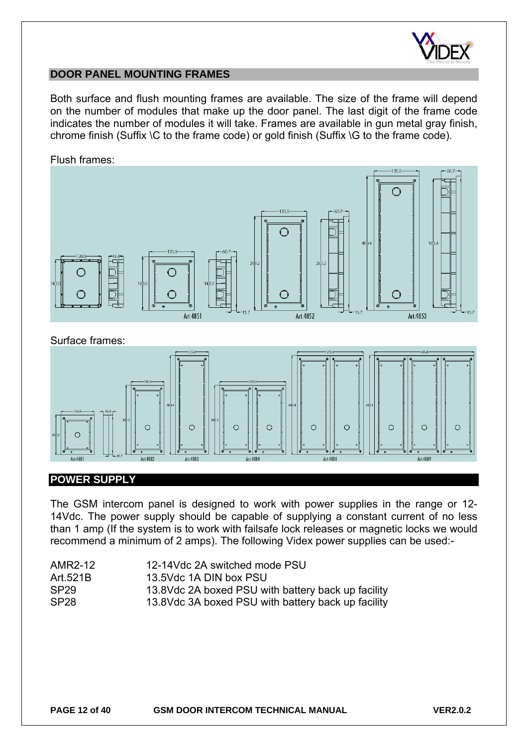## DOOR PANEL MOUNTING FRAMES

Both surface and flush mounting frames are available. The size of the frame will depend on the number of modules that make up the door panel. The last digit of the frame code indicates the number of modules it will take. Frames are available in gun metal gray finish, chrome finish (Suffix \C to the frame code) or gold finish (Suffix \G to the frame code).

Flush frames:

Surface frames:

## POWER SUPPLY

The GSM intercom panel is designed to work with power supplies in the range or 12-14Vdc. The power supply should be capable of supplying a constant current of no less than 1 amp (If the system is to work with failsafe lock releases or magnetic locks we would recommend a minimum of 2 amps). The following Videx power supplies can be used:-

| | |
|---|---|
| AMR2-12 | 12-14Vdc 2A switched mode PSU |
| Art.521B | 13.5Vdc 1A DIN box PSU |
| SP29 | 13.8Vdc 2A boxed PSU with battery back up facility |
| SP28 | 13.8Vdc 3A boxed PSU with battery back up facility |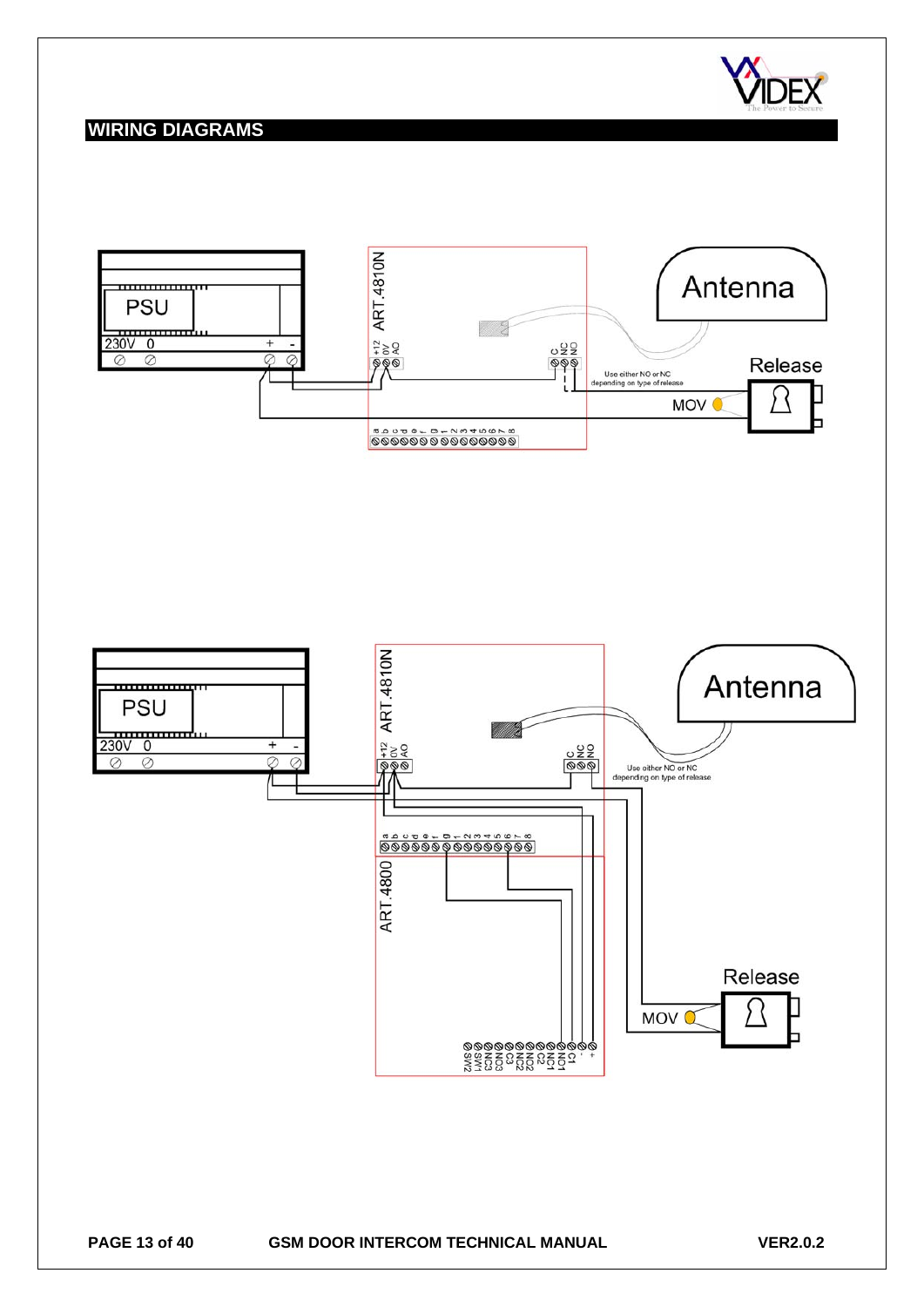## WIRING DIAGRAMS

PSU

230V 0 + -

ART.4810N

+12 0V AO

C NC NO

Antenna

Use either NO or NC depending on type of release

Release

MOV

a b c d e f g 1 2 3 4 5 6 7 8

PSU

230V 0 + -

ART.4810N

+12 0V AO

C NC NO

Antenna

Use either NO or NC depending on type of release

a b c d e f g 1 2 3 4 5 6 7 8

ART.4800

SW2 SW1 NC3 NO3 C3 NC2 NO2 C2 NC1 NO1 C1 - +

Release

MOV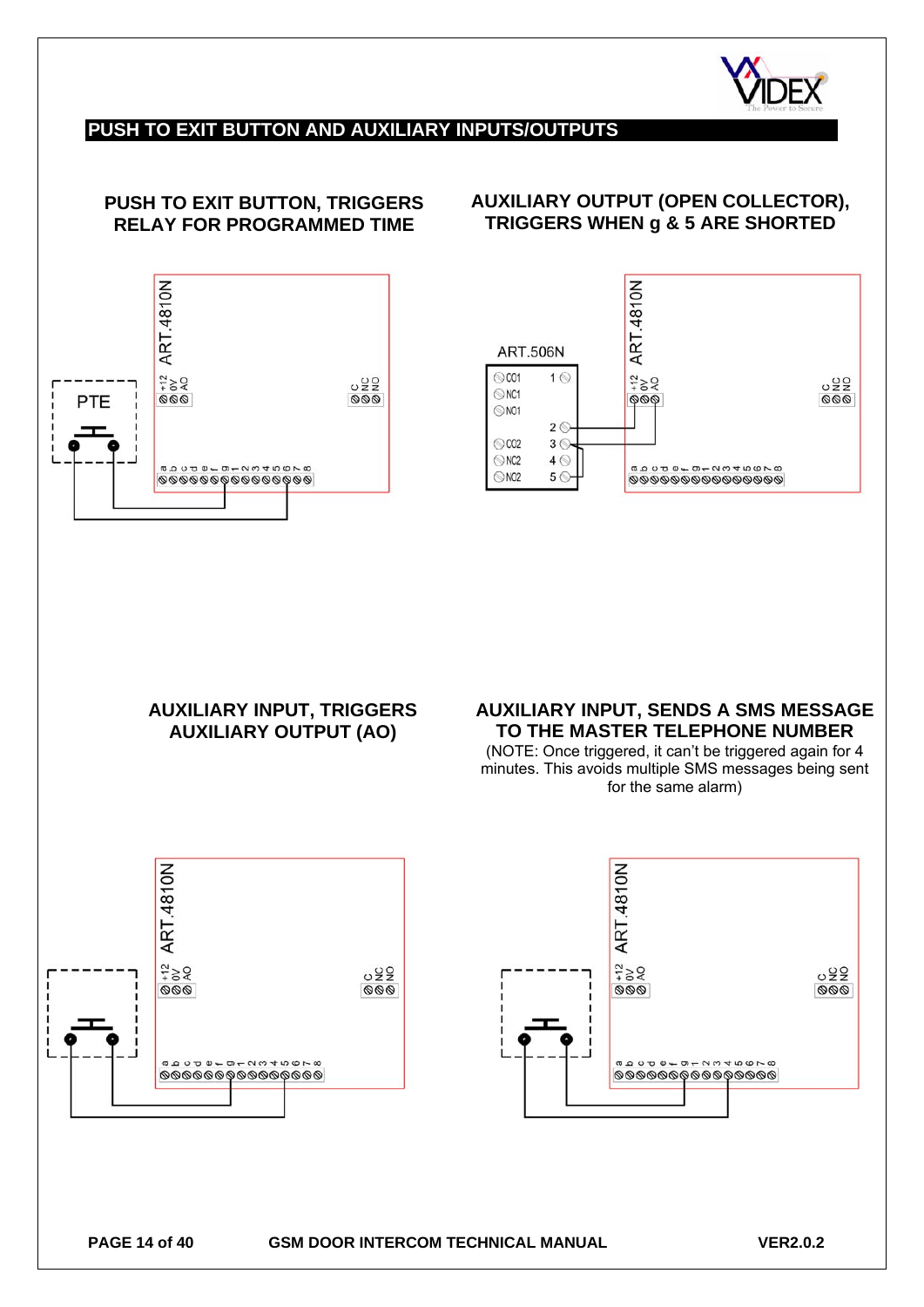## PUSH TO EXIT BUTTON AND AUXILIARY INPUTS/OUTPUTS

### PUSH TO EXIT BUTTON, TRIGGERS RELAY FOR PROGRAMMED TIME

PTE

ART.4810N

+12 0V AO

C NC NO

a b c d e f g 1 2 3 4 5 6 7 8

### AUXILIARY OUTPUT (OPEN COLLECTOR), TRIGGERS WHEN g & 5 ARE SHORTED

ART.506N

CO1 NC1 NO1 CO2 NC2 NO2

1 2 3 4 5

ART.4810N

+12 0V AO

C NC NO

a b c d e f g 1 2 3 4 5 6 7 8

### AUXILIARY INPUT, TRIGGERS AUXILIARY OUTPUT (AO)

ART.4810N

+12 0V AO

C NC NO

a b c d e f g 1 2 3 4 5 6 7 8

### AUXILIARY INPUT, SENDS A SMS MESSAGE TO THE MASTER TELEPHONE NUMBER

(NOTE: Once triggered, it can't be triggered again for 4 minutes. This avoids multiple SMS messages being sent for the same alarm)

ART.4810N

+12 0V AO

C NC NO

a b c d e f g 1 2 3 4 5 6 7 8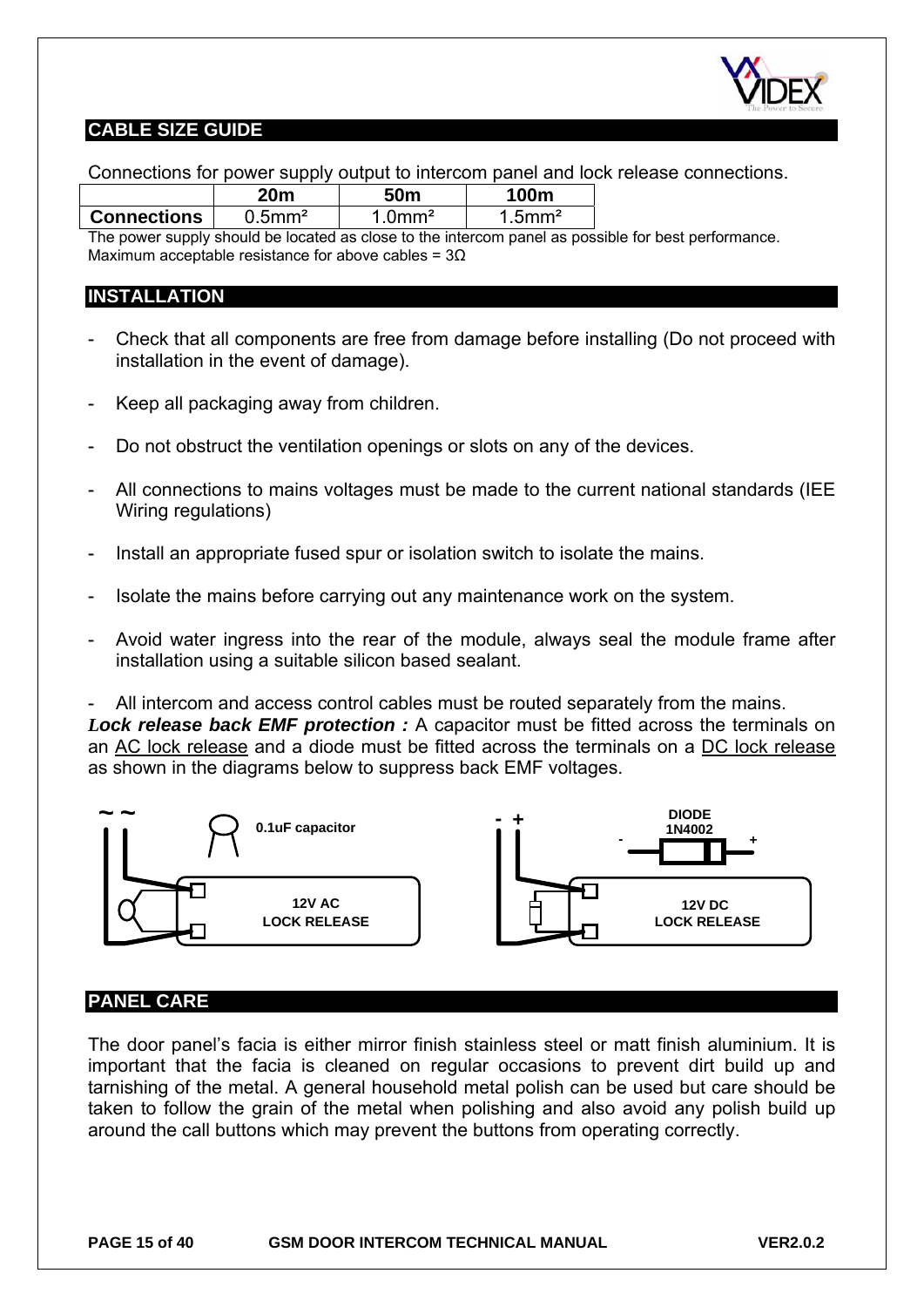## CABLE SIZE GUIDE

Connections for power supply output to intercom panel and lock release connections.

| | 20m | 50m | 100m |
|---|---|---|---|
| **Connections** | 0.5mm² | 1.0mm² | 1.5mm² |

The power supply should be located as close to the intercom panel as possible for best performance.
Maximum acceptable resistance for above cables = 3Ω

## INSTALLATION

- Check that all components are free from damage before installing (Do not proceed with installation in the event of damage).
- Keep all packaging away from children.
- Do not obstruct the ventilation openings or slots on any of the devices.
- All connections to mains voltages must be made to the current national standards (IEE Wiring regulations)
- Install an appropriate fused spur or isolation switch to isolate the mains.
- Isolate the mains before carrying out any maintenance work on the system.
- Avoid water ingress into the rear of the module, always seal the module frame after installation using a suitable silicon based sealant.
- All intercom and access control cables must be routed separately from the mains.

***Lock release back EMF protection :*** A capacitor must be fitted across the terminals on an AC lock release and a diode must be fitted across the terminals on a DC lock release as shown in the diagrams below to suppress back EMF voltages.

~ ~ 0.1uF capacitor — 12V AC LOCK RELEASE

\- + DIODE 1N4002 — 12V DC LOCK RELEASE

## PANEL CARE

The door panel's facia is either mirror finish stainless steel or matt finish aluminium. It is important that the facia is cleaned on regular occasions to prevent dirt build up and tarnishing of the metal. A general household metal polish can be used but care should be taken to follow the grain of the metal when polishing and also avoid any polish build up around the call buttons which may prevent the buttons from operating correctly.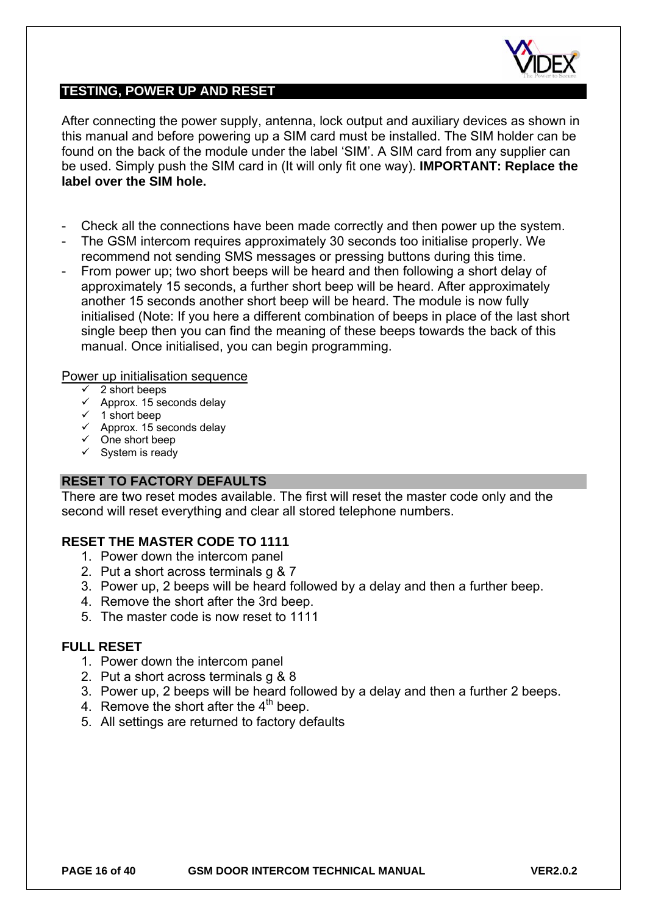## TESTING, POWER UP AND RESET

After connecting the power supply, antenna, lock output and auxiliary devices as shown in this manual and before powering up a SIM card must be installed. The SIM holder can be found on the back of the module under the label 'SIM'. A SIM card from any supplier can be used. Simply push the SIM card in (It will only fit one way). **IMPORTANT: Replace the label over the SIM hole.**

- Check all the connections have been made correctly and then power up the system.
- The GSM intercom requires approximately 30 seconds too initialise properly. We recommend not sending SMS messages or pressing buttons during this time.
- From power up; two short beeps will be heard and then following a short delay of approximately 15 seconds, a further short beep will be heard. After approximately another 15 seconds another short beep will be heard. The module is now fully initialised (Note: If you here a different combination of beeps in place of the last short single beep then you can find the meaning of these beeps towards the back of this manual. Once initialised, you can begin programming.

<u>Power up initialisation sequence</u>

- ✓ 2 short beeps
- ✓ Approx. 15 seconds delay
- ✓ 1 short beep
- ✓ Approx. 15 seconds delay
- ✓ One short beep
- ✓ System is ready

## RESET TO FACTORY DEFAULTS

There are two reset modes available. The first will reset the master code only and the second will reset everything and clear all stored telephone numbers.

### RESET THE MASTER CODE TO 1111

1. Power down the intercom panel
2. Put a short across terminals g & 7
3. Power up, 2 beeps will be heard followed by a delay and then a further beep.
4. Remove the short after the 3rd beep.
5. The master code is now reset to 1111

### FULL RESET

1. Power down the intercom panel
2. Put a short across terminals g & 8
3. Power up, 2 beeps will be heard followed by a delay and then a further 2 beeps.
4. Remove the short after the 4th beep.
5. All settings are returned to factory defaults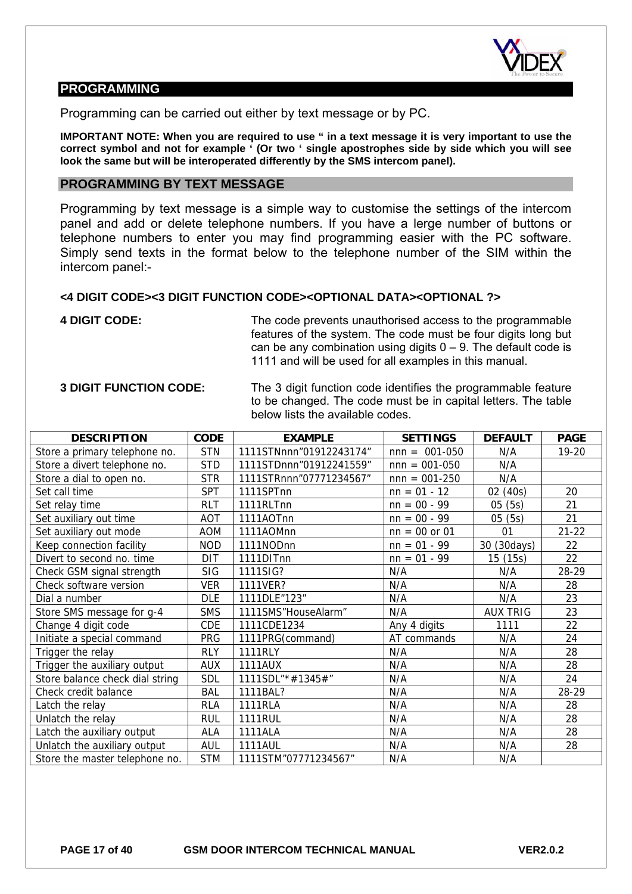## PROGRAMMING

Programming can be carried out either by text message or by PC.

**IMPORTANT NOTE: When you are required to use " in a text message it is very important to use the correct symbol and not for example ' (Or two ' single apostrophes side by side which you will see look the same but will be interoperated differently by the SMS intercom panel).**

## PROGRAMMING BY TEXT MESSAGE

Programming by text message is a simple way to customise the settings of the intercom panel and add or delete telephone numbers. If you have a lerge number of buttons or telephone numbers to enter you may find programming easier with the PC software. Simply send texts in the format below to the telephone number of the SIM within the intercom panel:-

**<4 DIGIT CODE><3 DIGIT FUNCTION CODE><OPTIONAL DATA><OPTIONAL ?>**

**4 DIGIT CODE:** The code prevents unauthorised access to the programmable features of the system. The code must be four digits long but can be any combination using digits 0 – 9. The default code is 1111 and will be used for all examples in this manual.

**3 DIGIT FUNCTION CODE:** The 3 digit function code identifies the programmable feature to be changed. The code must be in capital letters. The table below lists the available codes.

| DESCRIPTION | CODE | EXAMPLE | SETTINGS | DEFAULT | PAGE |
|---|---|---|---|---|---|
| Store a primary telephone no. | STN | 1111STNnnn"01912243174" | nnn = 001-050 | N/A | 19-20 |
| Store a divert telephone no. | STD | 1111STDnnn"01912241559" | nnn = 001-050 | N/A | |
| Store a dial to open no. | STR | 1111STRnnn"07771234567" | nnn = 001-250 | N/A | |
| Set call time | SPT | 1111SPTnn | nn = 01 - 12 | 02 (40s) | 20 |
| Set relay time | RLT | 1111RLTnn | nn = 00 - 99 | 05 (5s) | 21 |
| Set auxiliary out time | AOT | 1111AOTnn | nn = 00 - 99 | 05 (5s) | 21 |
| Set auxiliary out mode | AOM | 1111AOMnn | nn = 00 or 01 | 01 | 21-22 |
| Keep connection facility | NOD | 1111NODnn | nn = 01 - 99 | 30 (30days) | 22 |
| Divert to second no. time | DIT | 1111DITnn | nn = 01 - 99 | 15 (15s) | 22 |
| Check GSM signal strength | SIG | 1111SIG? | N/A | N/A | 28-29 |
| Check software version | VER | 1111VER? | N/A | N/A | 28 |
| Dial a number | DLE | 1111DLE"123" | N/A | N/A | 23 |
| Store SMS message for g-4 | SMS | 1111SMS"HouseAlarm" | N/A | AUX TRIG | 23 |
| Change 4 digit code | CDE | 1111CDE1234 | Any 4 digits | 1111 | 22 |
| Initiate a special command | PRG | 1111PRG(command) | AT commands | N/A | 24 |
| Trigger the relay | RLY | 1111RLY | N/A | N/A | 28 |
| Trigger the auxiliary output | AUX | 1111AUX | N/A | N/A | 28 |
| Store balance check dial string | SDL | 1111SDL"*#1345#" | N/A | N/A | 24 |
| Check credit balance | BAL | 1111BAL? | N/A | N/A | 28-29 |
| Latch the relay | RLA | 1111RLA | N/A | N/A | 28 |
| Unlatch the relay | RUL | 1111RUL | N/A | N/A | 28 |
| Latch the auxiliary output | ALA | 1111ALA | N/A | N/A | 28 |
| Unlatch the auxiliary output | AUL | 1111AUL | N/A | N/A | 28 |
| Store the master telephone no. | STM | 1111STM"07771234567" | N/A | N/A | |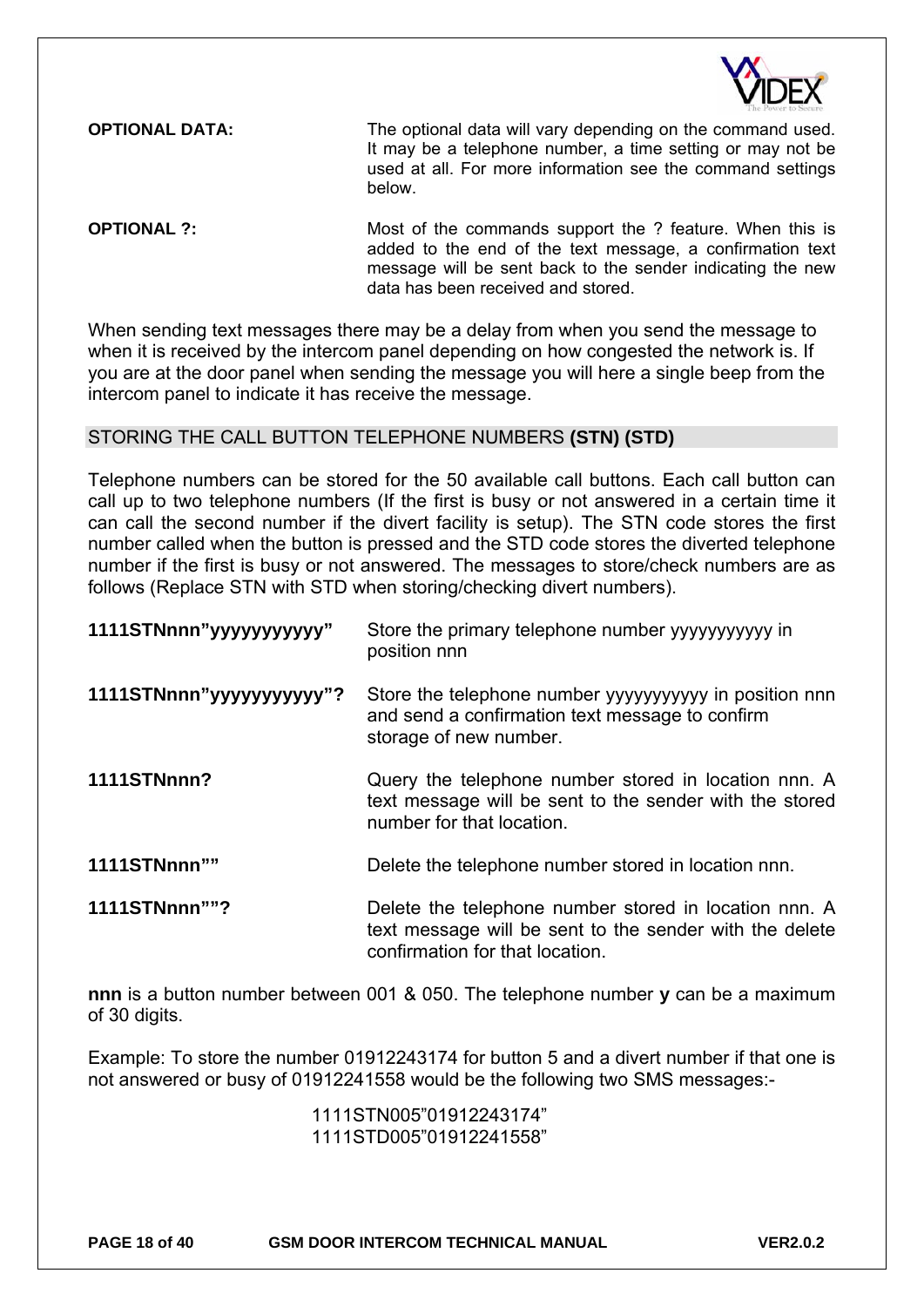**OPTIONAL DATA:** The optional data will vary depending on the command used. It may be a telephone number, a time setting or may not be used at all. For more information see the command settings below.

**OPTIONAL ?:** Most of the commands support the ? feature. When this is added to the end of the text message, a confirmation text message will be sent back to the sender indicating the new data has been received and stored.

When sending text messages there may be a delay from when you send the message to when it is received by the intercom panel depending on how congested the network is. If you are at the door panel when sending the message you will here a single beep from the intercom panel to indicate it has receive the message.

## STORING THE CALL BUTTON TELEPHONE NUMBERS **(STN) (STD)**

Telephone numbers can be stored for the 50 available call buttons. Each call button can call up to two telephone numbers (If the first is busy or not answered in a certain time it can call the second number if the divert facility is setup). The STN code stores the first number called when the button is pressed and the STD code stores the diverted telephone number if the first is busy or not answered. The messages to store/check numbers are as follows (Replace STN with STD when storing/checking divert numbers).

**1111STNnnn"yyyyyyyyyyy"** Store the primary telephone number yyyyyyyyyy in position nnn

**1111STNnnn"yyyyyyyyyyy"?** Store the telephone number yyyyyyyyyyy in position nnn and send a confirmation text message to confirm storage of new number.

**1111STNnnn?** Query the telephone number stored in location nnn. A text message will be sent to the sender with the stored number for that location.

**1111STNnnn""** Delete the telephone number stored in location nnn.

**1111STNnnn""?** Delete the telephone number stored in location nnn. A text message will be sent to the sender with the delete confirmation for that location.

**nnn** is a button number between 001 & 050. The telephone number **y** can be a maximum of 30 digits.

Example: To store the number 01912243174 for button 5 and a divert number if that one is not answered or busy of 01912241558 would be the following two SMS messages:-

1111STN005"01912243174"
1111STD005"01912241558"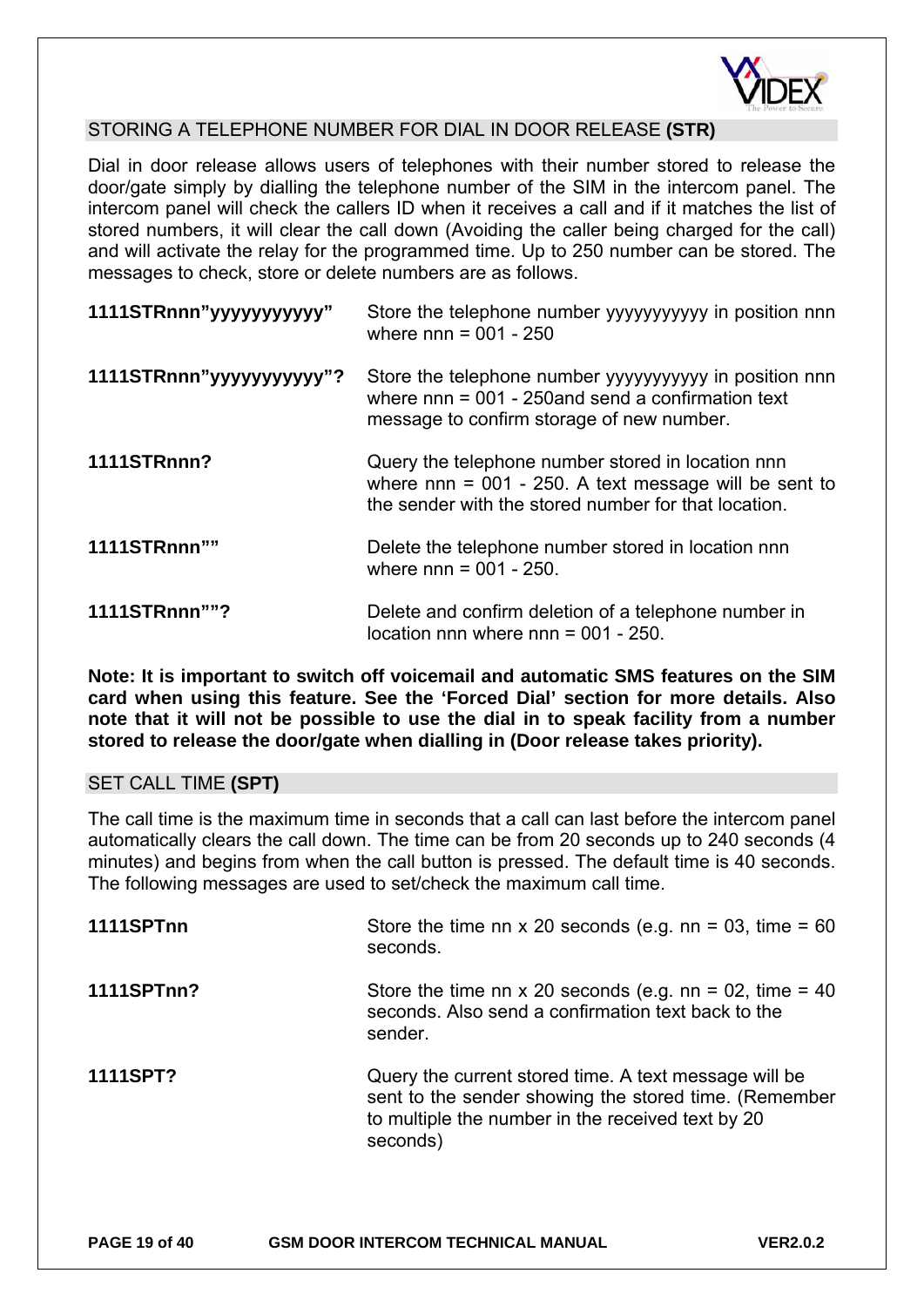## STORING A TELEPHONE NUMBER FOR DIAL IN DOOR RELEASE **(STR)**

Dial in door release allows users of telephones with their number stored to release the door/gate simply by dialling the telephone number of the SIM in the intercom panel. The intercom panel will check the callers ID when it receives a call and if it matches the list of stored numbers, it will clear the call down (Avoiding the caller being charged for the call) and will activate the relay for the programmed time. Up to 250 number can be stored. The messages to check, store or delete numbers are as follows.

| | |
|---|---|
| **1111STRnnn"yyyyyyyyyyy"** | Store the telephone number yyyyyyyyyyy in position nnn where nnn = 001 - 250 |
| **1111STRnnn"yyyyyyyyyyy"?** | Store the telephone number yyyyyyyyyyy in position nnn where nnn = 001 - 250and send a confirmation text message to confirm storage of new number. |
| **1111STRnnn?** | Query the telephone number stored in location nnn where nnn = 001 - 250. A text message will be sent to the sender with the stored number for that location. |
| **1111STRnnn""** | Delete the telephone number stored in location nnn where nnn = 001 - 250. |
| **1111STRnnn""?** | Delete and confirm deletion of a telephone number in location nnn where nnn = 001 - 250. |

**Note: It is important to switch off voicemail and automatic SMS features on the SIM card when using this feature. See the 'Forced Dial' section for more details. Also note that it will not be possible to use the dial in to speak facility from a number stored to release the door/gate when dialling in (Door release takes priority).**

## SET CALL TIME **(SPT)**

The call time is the maximum time in seconds that a call can last before the intercom panel automatically clears the call down. The time can be from 20 seconds up to 240 seconds (4 minutes) and begins from when the call button is pressed. The default time is 40 seconds. The following messages are used to set/check the maximum call time.

| | |
|---|---|
| **1111SPTnn** | Store the time nn x 20 seconds (e.g. nn = 03, time = 60 seconds. |
| **1111SPTnn?** | Store the time nn x 20 seconds (e.g. nn = 02, time = 40 seconds. Also send a confirmation text back to the sender. |
| **1111SPT?** | Query the current stored time. A text message will be sent to the sender showing the stored time. (Remember to multiple the number in the received text by 20 seconds) |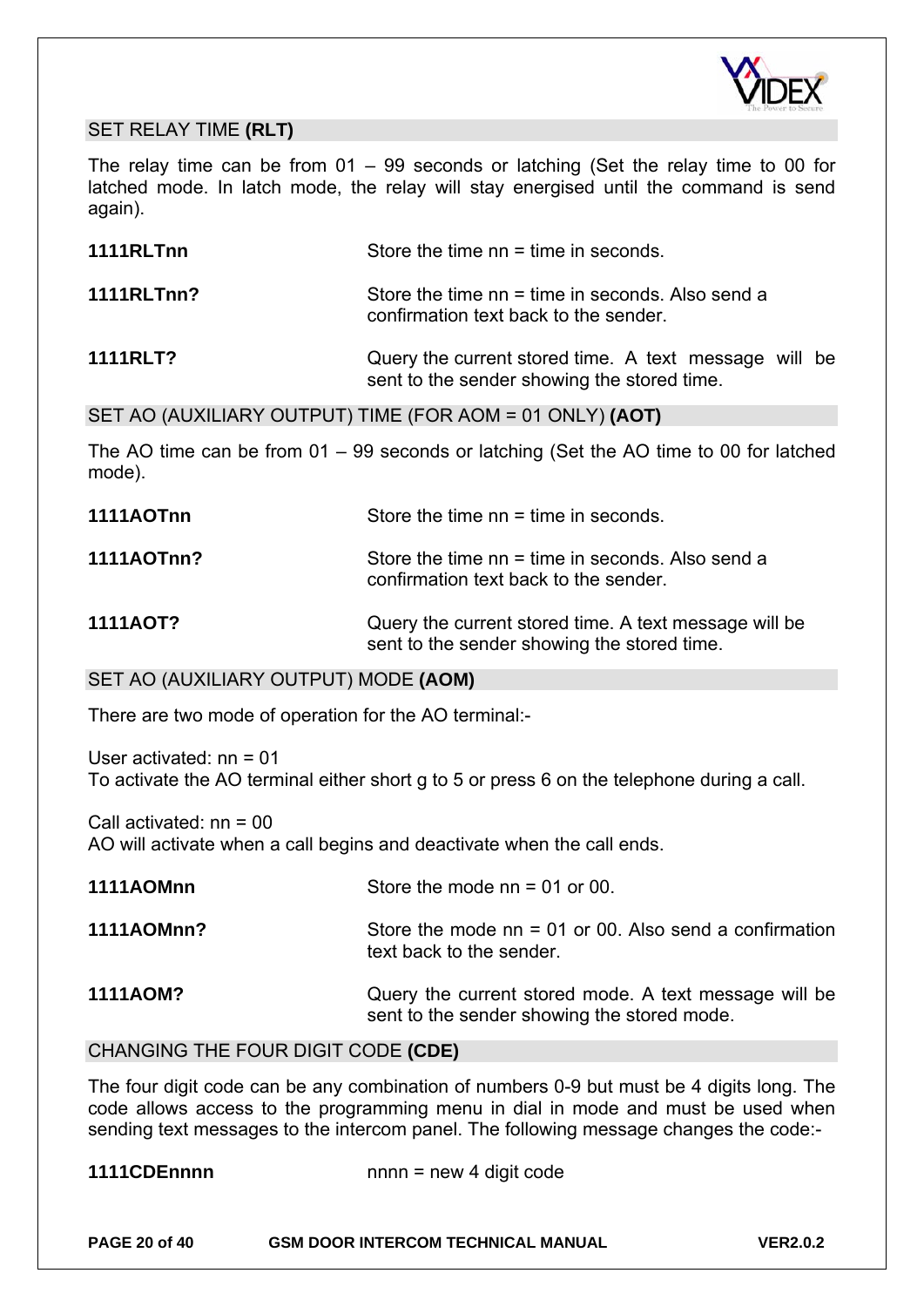## SET RELAY TIME **(RLT)**

The relay time can be from 01 – 99 seconds or latching (Set the relay time to 00 for latched mode. In latch mode, the relay will stay energised until the command is send again).

| | |
|---|---|
| **1111RLTnn** | Store the time nn = time in seconds. |
| **1111RLTnn?** | Store the time nn = time in seconds. Also send a confirmation text back to the sender. |
| **1111RLT?** | Query the current stored time. A text message will be sent to the sender showing the stored time. |

## SET AO (AUXILIARY OUTPUT) TIME (FOR AOM = 01 ONLY) **(AOT)**

The AO time can be from 01 – 99 seconds or latching (Set the AO time to 00 for latched mode).

| | |
|---|---|
| **1111AOTnn** | Store the time nn = time in seconds. |
| **1111AOTnn?** | Store the time nn = time in seconds. Also send a confirmation text back to the sender. |
| **1111AOT?** | Query the current stored time. A text message will be sent to the sender showing the stored time. |

## SET AO (AUXILIARY OUTPUT) MODE **(AOM)**

There are two mode of operation for the AO terminal:-

User activated: nn = 01
To activate the AO terminal either short g to 5 or press 6 on the telephone during a call.

Call activated: nn = 00
AO will activate when a call begins and deactivate when the call ends.

| | |
|---|---|
| **1111AOMnn** | Store the mode nn = 01 or 00. |
| **1111AOMnn?** | Store the mode nn = 01 or 00. Also send a confirmation text back to the sender. |
| **1111AOM?** | Query the current stored mode. A text message will be sent to the sender showing the stored mode. |

## CHANGING THE FOUR DIGIT CODE **(CDE)**

The four digit code can be any combination of numbers 0-9 but must be 4 digits long. The code allows access to the programming menu in dial in mode and must be used when sending text messages to the intercom panel. The following message changes the code:-

| | |
|---|---|
| **1111CDEnnnn** | nnnn = new 4 digit code |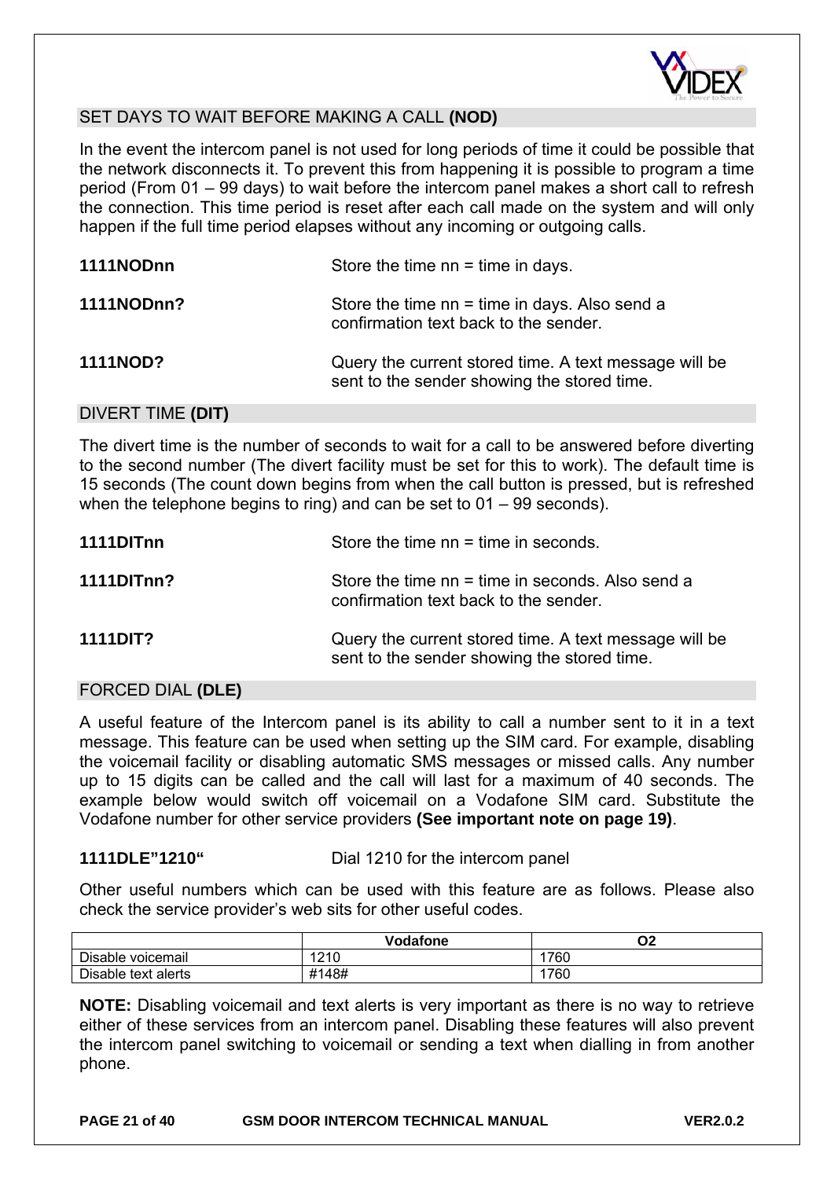## SET DAYS TO WAIT BEFORE MAKING A CALL **(NOD)**

In the event the intercom panel is not used for long periods of time it could be possible that the network disconnects it. To prevent this from happening it is possible to program a time period (From 01 – 99 days) to wait before the intercom panel makes a short call to refresh the connection. This time period is reset after each call made on the system and will only happen if the full time period elapses without any incoming or outgoing calls.

| | |
|---|---|
| **1111NODnn** | Store the time nn = time in days. |
| **1111NODnn?** | Store the time nn = time in days. Also send a confirmation text back to the sender. |
| **1111NOD?** | Query the current stored time. A text message will be sent to the sender showing the stored time. |

## DIVERT TIME **(DIT)**

The divert time is the number of seconds to wait for a call to be answered before diverting to the second number (The divert facility must be set for this to work). The default time is 15 seconds (The count down begins from when the call button is pressed, but is refreshed when the telephone begins to ring) and can be set to 01 – 99 seconds).

| | |
|---|---|
| **1111DITnn** | Store the time nn = time in seconds. |
| **1111DITnn?** | Store the time nn = time in seconds. Also send a confirmation text back to the sender. |
| **1111DIT?** | Query the current stored time. A text message will be sent to the sender showing the stored time. |

## FORCED DIAL **(DLE)**

A useful feature of the Intercom panel is its ability to call a number sent to it in a text message. This feature can be used when setting up the SIM card. For example, disabling the voicemail facility or disabling automatic SMS messages or missed calls. Any number up to 15 digits can be called and the call will last for a maximum of 40 seconds. The example below would switch off voicemail on a Vodafone SIM card. Substitute the Vodafone number for other service providers **(See important note on page 19)**.

| | |
|---|---|
| **1111DLE"1210"** | Dial 1210 for the intercom panel |

Other useful numbers which can be used with this feature are as follows. Please also check the service provider's web sits for other useful codes.

| | **Vodafone** | **O2** |
|---|---|---|
| Disable voicemail | 1210 | 1760 |
| Disable text alerts | #148# | 1760 |

**NOTE:** Disabling voicemail and text alerts is very important as there is no way to retrieve either of these services from an intercom panel. Disabling these features will also prevent the intercom panel switching to voicemail or sending a text when dialling in from another phone.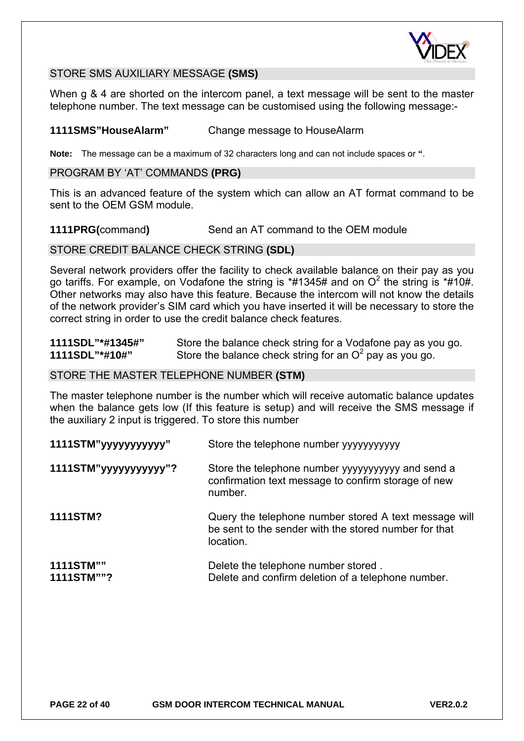## STORE SMS AUXILIARY MESSAGE **(SMS)**

When g & 4 are shorted on the intercom panel, a text message will be sent to the master telephone number. The text message can be customised using the following message:-

| | |
|---|---|
| **1111SMS"HouseAlarm"** | Change message to HouseAlarm |

**Note:** The message can be a maximum of 32 characters long and can not include spaces or **"**.

## PROGRAM BY 'AT' COMMANDS **(PRG)**

This is an advanced feature of the system which can allow an AT format command to be sent to the OEM GSM module.

| | |
|---|---|
| **1111PRG(**command**)** | Send an AT command to the OEM module |

## STORE CREDIT BALANCE CHECK STRING **(SDL)**

Several network providers offer the facility to check available balance on their pay as you go tariffs. For example, on Vodafone the string is *#1345# and on $O^2$ the string is *#10#. Other networks may also have this feature. Because the intercom will not know the details of the network provider's SIM card which you have inserted it will be necessary to store the correct string in order to use the credit balance check features.

| | |
|---|---|
| **1111SDL"*#1345#"** | Store the balance check string for a Vodafone pay as you go. |
| **1111SDL"*#10#"** | Store the balance check string for an $O^2$ pay as you go. |

## STORE THE MASTER TELEPHONE NUMBER **(STM)**

The master telephone number is the number which will receive automatic balance updates when the balance gets low (If this feature is setup) and will receive the SMS message if the auxiliary 2 input is triggered. To store this number

| | |
|---|---|
| **1111STM"yyyyyyyyyyy"** | Store the telephone number yyyyyyyyyyy |
| **1111STM"yyyyyyyyyyy"?** | Store the telephone number yyyyyyyyyyy and send a confirmation text message to confirm storage of new number. |
| **1111STM?** | Query the telephone number stored A text message will be sent to the sender with the stored number for that location. |
| **1111STM""** | Delete the telephone number stored . |
| **1111STM""?** | Delete and confirm deletion of a telephone number. |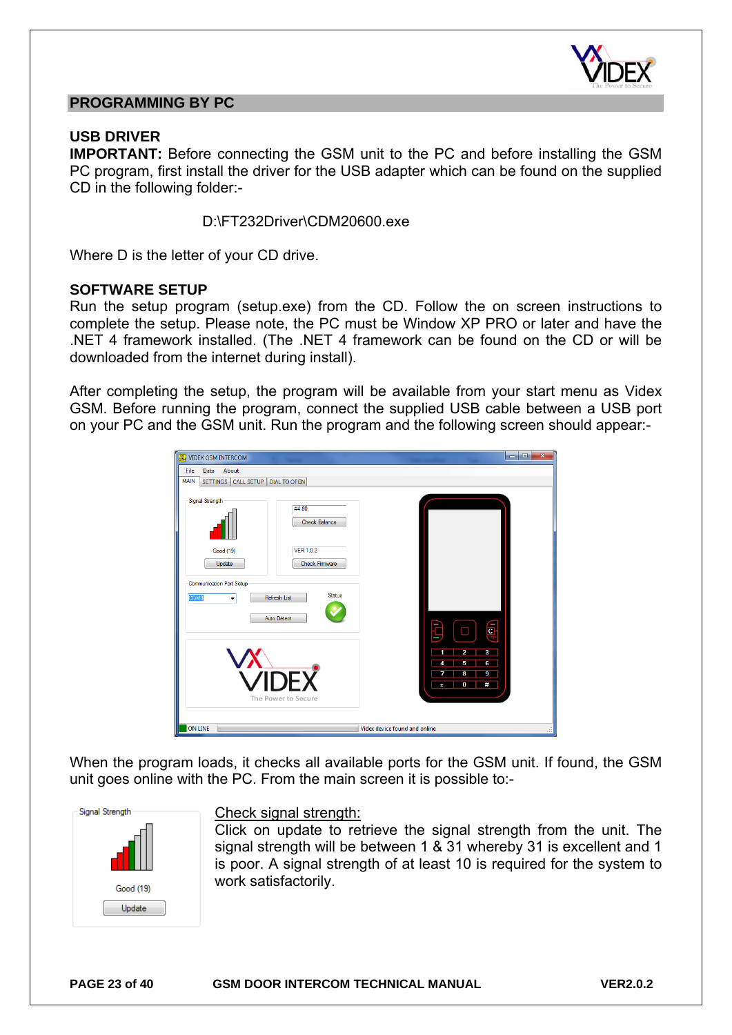## PROGRAMMING BY PC

### USB DRIVER

**IMPORTANT:** Before connecting the GSM unit to the PC and before installing the GSM PC program, first install the driver for the USB adapter which can be found on the supplied CD in the following folder:-

D:\FT232Driver\CDM20600.exe

Where D is the letter of your CD drive.

### SOFTWARE SETUP

Run the setup program (setup.exe) from the CD. Follow the on screen instructions to complete the setup. Please note, the PC must be Window XP PRO or later and have the .NET 4 framework installed. (The .NET 4 framework can be found on the CD or will be downloaded from the internet during install).

After completing the setup, the program will be available from your start menu as Videx GSM. Before running the program, connect the supplied USB cable between a USB port on your PC and the GSM unit. Run the program and the following screen should appear:-

When the program loads, it checks all available ports for the GSM unit. If found, the GSM unit goes online with the PC. From the main screen it is possible to:-

Check signal strength:

Click on update to retrieve the signal strength from the unit. The signal strength will be between 1 & 31 whereby 31 is excellent and 1 is poor. A signal strength of at least 10 is required for the system to work satisfactorily.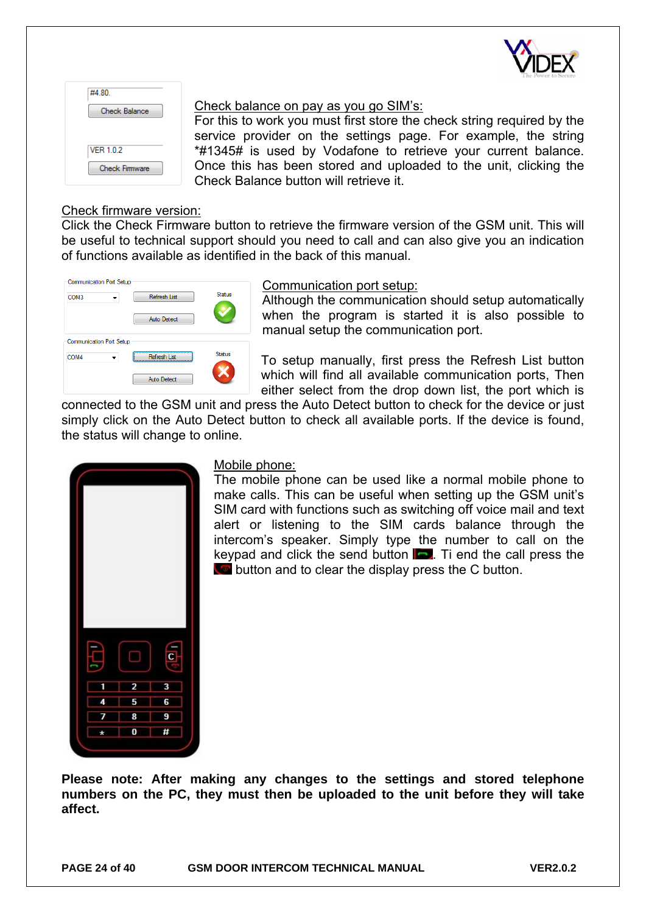<u>Check balance on pay as you go SIM's:</u>
For this to work you must first store the check string required by the service provider on the settings page. For example, the string *#1345# is used by Vodafone to retrieve your current balance. Once this has been stored and uploaded to the unit, clicking the Check Balance button will retrieve it.

<u>Check firmware version:</u>
Click the Check Firmware button to retrieve the firmware version of the GSM unit. This will be useful to technical support should you need to call and can also give you an indication of functions available as identified in the back of this manual.

<u>Communication port setup:</u>
Although the communication should setup automatically when the program is started it is also possible to manual setup the communication port.

To setup manually, first press the Refresh List button which will find all available communication ports, Then either select from the drop down list, the port which is connected to the GSM unit and press the Auto Detect button to check for the device or just simply click on the Auto Detect button to check all available ports. If the device is found, the status will change to online.

<u>Mobile phone:</u>
The mobile phone can be used like a normal mobile phone to make calls. This can be useful when setting up the GSM unit's SIM card with functions such as switching off voice mail and text alert or listening to the SIM cards balance through the intercom's speaker. Simply type the number to call on the keypad and click the send button. Ti end the call press the button and to clear the display press the C button.

**Please note: After making any changes to the settings and stored telephone numbers on the PC, they must then be uploaded to the unit before they will take affect.**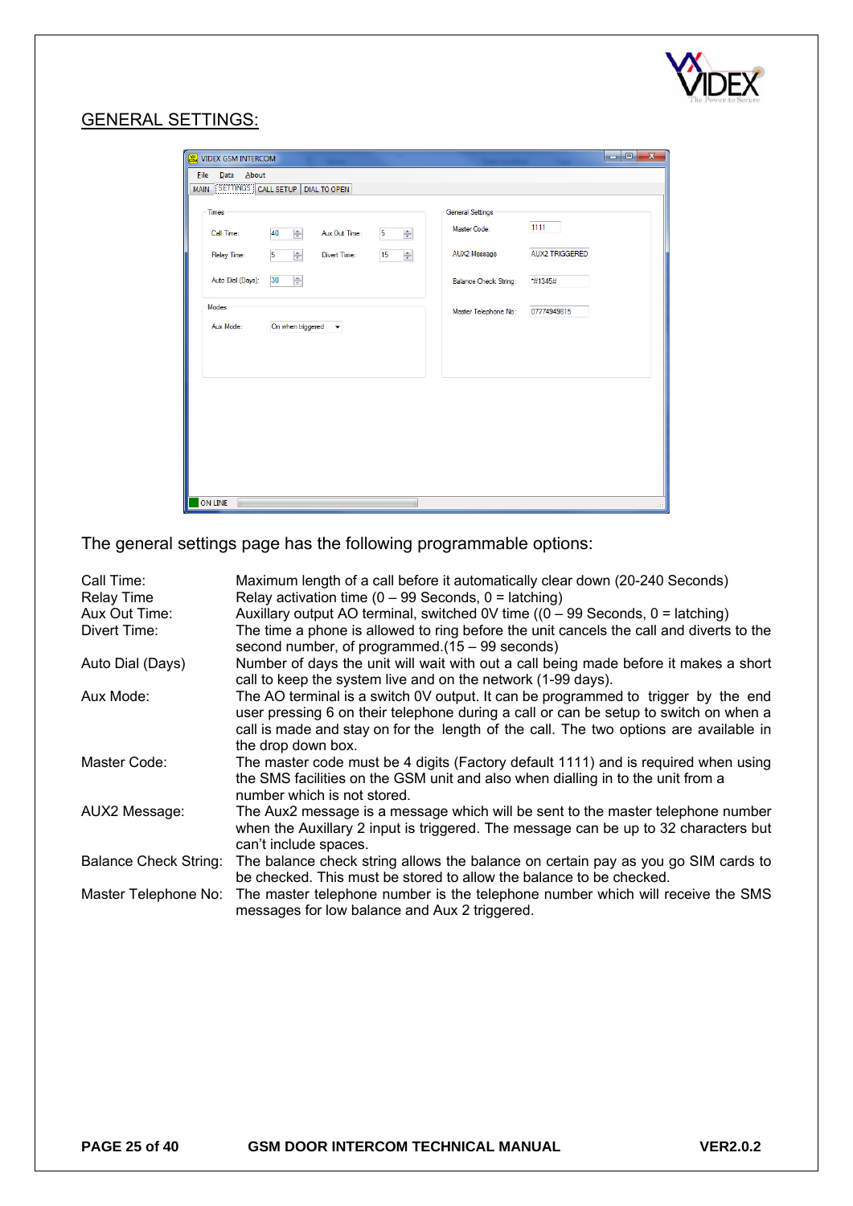## GENERAL SETTINGS:

The general settings page has the following programmable options:

| | |
|---|---|
| Call Time: | Maximum length of a call before it automatically clear down (20-240 Seconds) |
| Relay Time | Relay activation time (0 – 99 Seconds, 0 = latching) |
| Aux Out Time: | Auxillary output AO terminal, switched 0V time ((0 – 99 Seconds, 0 = latching) |
| Divert Time: | The time a phone is allowed to ring before the unit cancels the call and diverts to the second number, of programmed.(15 – 99 seconds) |
| Auto Dial (Days) | Number of days the unit will wait with out a call being made before it makes a short call to keep the system live and on the network (1-99 days). |
| Aux Mode: | The AO terminal is a switch 0V output. It can be programmed to trigger by the end user pressing 6 on their telephone during a call or can be setup to switch on when a call is made and stay on for the length of the call. The two options are available in the drop down box. |
| Master Code: | The master code must be 4 digits (Factory default 1111) and is required when using the SMS facilities on the GSM unit and also when dialling in to the unit from a number which is not stored. |
| AUX2 Message: | The Aux2 message is a message which will be sent to the master telephone number when the Auxillary 2 input is triggered. The message can be up to 32 characters but can't include spaces. |
| Balance Check String: | The balance check string allows the balance on certain pay as you go SIM cards to be checked. This must be stored to allow the balance to be checked. |
| Master Telephone No: | The master telephone number is the telephone number which will receive the SMS messages for low balance and Aux 2 triggered. |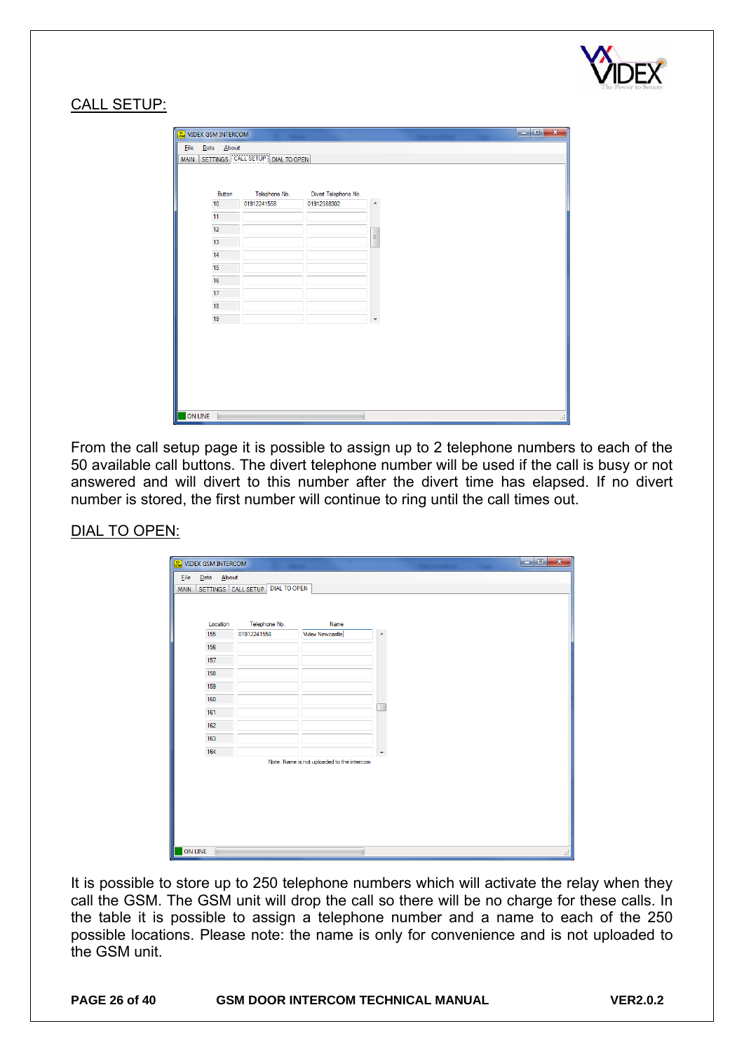CALL SETUP:

From the call setup page it is possible to assign up to 2 telephone numbers to each of the 50 available call buttons. The divert telephone number will be used if the call is busy or not answered and will divert to this number after the divert time has elapsed. If no divert number is stored, the first number will continue to ring until the call times out.

DIAL TO OPEN:

It is possible to store up to 250 telephone numbers which will activate the relay when they call the GSM. The GSM unit will drop the call so there will be no charge for these calls. In the table it is possible to assign a telephone number and a name to each of the 250 possible locations. Please note: the name is only for convenience and is not uploaded to the GSM unit.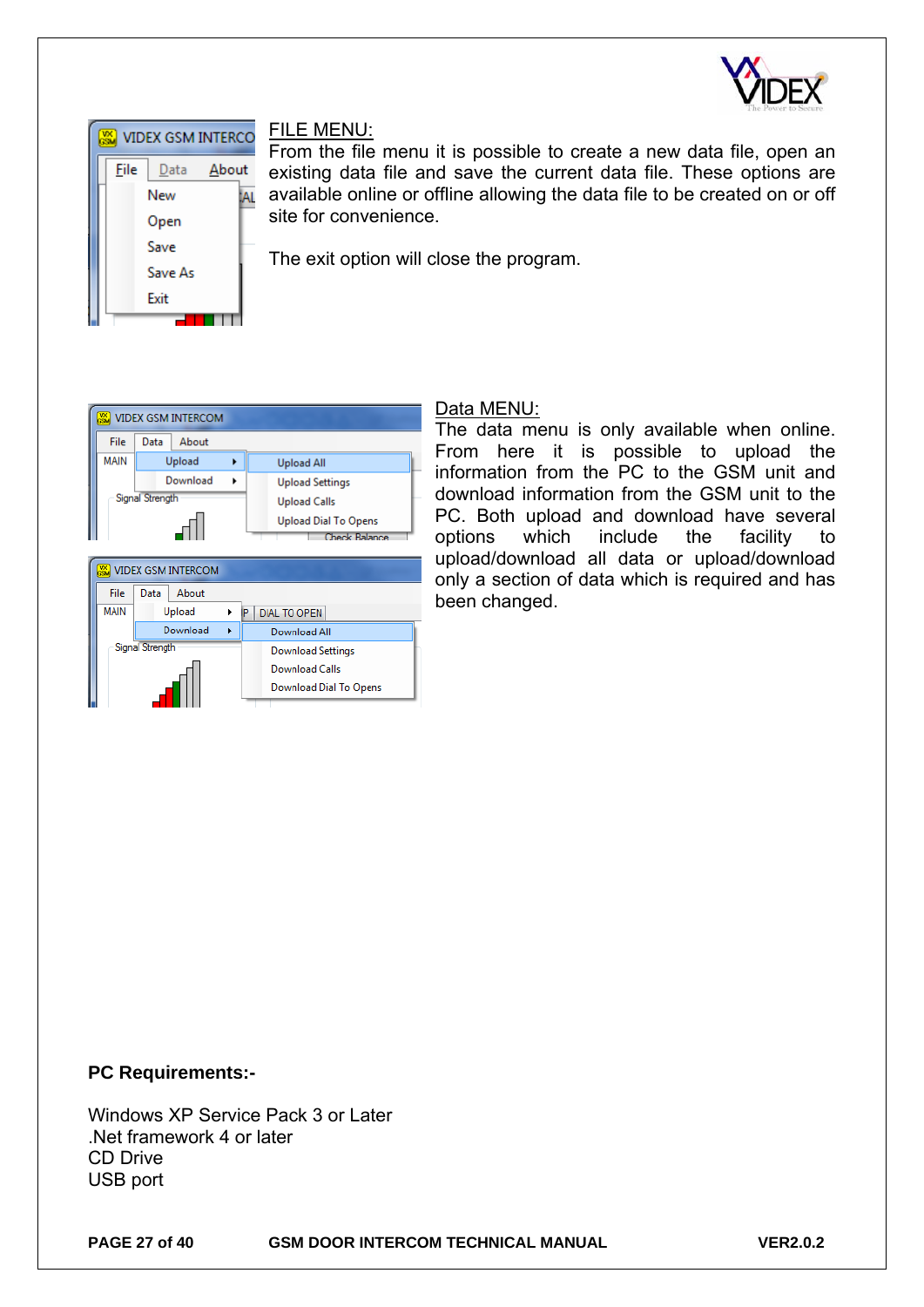FILE MENU:

From the file menu it is possible to create a new data file, open an existing data file and save the current data file. These options are available online or offline allowing the data file to be created on or off site for convenience.

The exit option will close the program.

Data MENU:

The data menu is only available when online. From here it is possible to upload the information from the PC to the GSM unit and download information from the GSM unit to the PC. Both upload and download have several options which include the facility to upload/download all data or upload/download only a section of data which is required and has been changed.

**PC Requirements:-**

Windows XP Service Pack 3 or Later
.Net framework 4 or later
CD Drive
USB port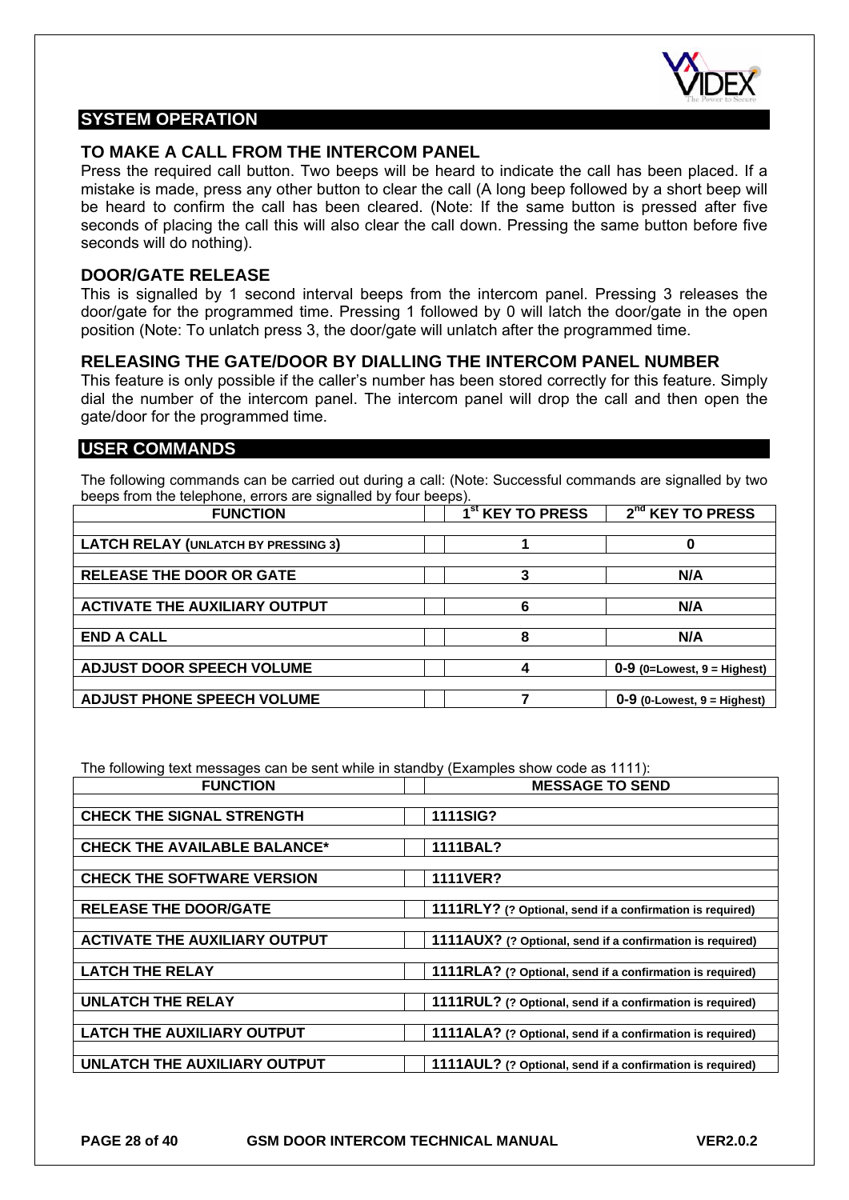## SYSTEM OPERATION

### TO MAKE A CALL FROM THE INTERCOM PANEL

Press the required call button. Two beeps will be heard to indicate the call has been placed. If a mistake is made, press any other button to clear the call (A long beep followed by a short beep will be heard to confirm the call has been cleared. (Note: If the same button is pressed after five seconds of placing the call this will also clear the call down. Pressing the same button before five seconds will do nothing).

### DOOR/GATE RELEASE

This is signalled by 1 second interval beeps from the intercom panel. Pressing 3 releases the door/gate for the programmed time. Pressing 1 followed by 0 will latch the door/gate in the open position (Note: To unlatch press 3, the door/gate will unlatch after the programmed time.

### RELEASING THE GATE/DOOR BY DIALLING THE INTERCOM PANEL NUMBER

This feature is only possible if the caller's number has been stored correctly for this feature. Simply dial the number of the intercom panel. The intercom panel will drop the call and then open the gate/door for the programmed time.

## USER COMMANDS

The following commands can be carried out during a call: (Note: Successful commands are signalled by two beeps from the telephone, errors are signalled by four beeps).

| FUNCTION | 1st KEY TO PRESS | 2nd KEY TO PRESS |
|---|---|---|
| **LATCH RELAY (UNLATCH BY PRESSING 3)** | **1** | **0** |
| **RELEASE THE DOOR OR GATE** | **3** | **N/A** |
| **ACTIVATE THE AUXILIARY OUTPUT** | **6** | **N/A** |
| **END A CALL** | **8** | **N/A** |
| **ADJUST DOOR SPEECH VOLUME** | **4** | **0-9 (0=Lowest, 9 = Highest)** |
| **ADJUST PHONE SPEECH VOLUME** | **7** | **0-9 (0-Lowest, 9 = Highest)** |

The following text messages can be sent while in standby (Examples show code as 1111):

| FUNCTION | MESSAGE TO SEND |
|---|---|
| **CHECK THE SIGNAL STRENGTH** | **1111SIG?** |
| **CHECK THE AVAILABLE BALANCE*** | **1111BAL?** |
| **CHECK THE SOFTWARE VERSION** | **1111VER?** |
| **RELEASE THE DOOR/GATE** | **1111RLY? (? Optional, send if a confirmation is required)** |
| **ACTIVATE THE AUXILIARY OUTPUT** | **1111AUX? (? Optional, send if a confirmation is required)** |
| **LATCH THE RELAY** | **1111RLA? (? Optional, send if a confirmation is required)** |
| **UNLATCH THE RELAY** | **1111RUL? (? Optional, send if a confirmation is required)** |
| **LATCH THE AUXILIARY OUTPUT** | **1111ALA? (? Optional, send if a confirmation is required)** |
| **UNLATCH THE AUXILIARY OUTPUT** | **1111AUL? (? Optional, send if a confirmation is required)** |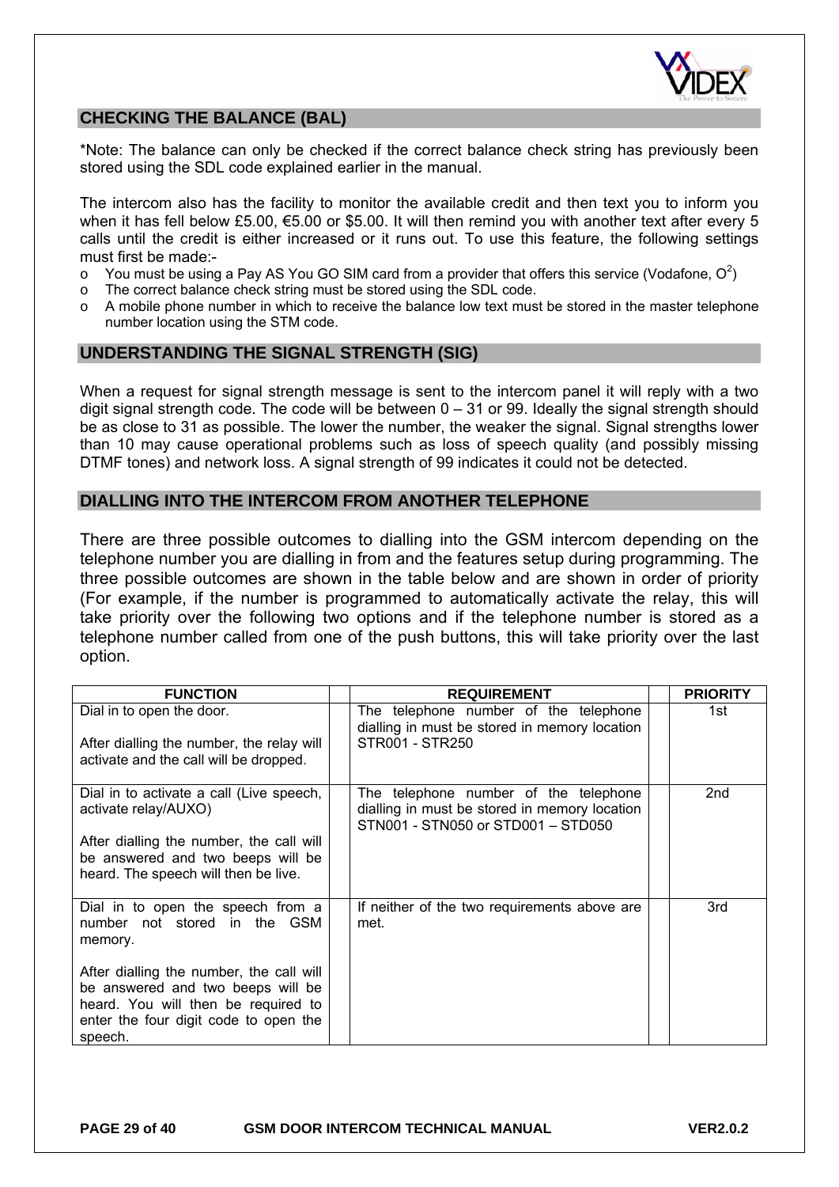## CHECKING THE BALANCE (BAL)

*Note: The balance can only be checked if the correct balance check string has previously been stored using the SDL code explained earlier in the manual.

The intercom also has the facility to monitor the available credit and then text you to inform you when it has fell below £5.00, €5.00 or $5.00. It will then remind you with another text after every 5 calls until the credit is either increased or it runs out. To use this feature, the following settings must first be made:-

- You must be using a Pay AS You GO SIM card from a provider that offers this service (Vodafone, $O^2$)
- The correct balance check string must be stored using the SDL code.
- A mobile phone number in which to receive the balance low text must be stored in the master telephone number location using the STM code.

## UNDERSTANDING THE SIGNAL STRENGTH (SIG)

When a request for signal strength message is sent to the intercom panel it will reply with a two digit signal strength code. The code will be between 0 – 31 or 99. Ideally the signal strength should be as close to 31 as possible. The lower the number, the weaker the signal. Signal strengths lower than 10 may cause operational problems such as loss of speech quality (and possibly missing DTMF tones) and network loss. A signal strength of 99 indicates it could not be detected.

## DIALLING INTO THE INTERCOM FROM ANOTHER TELEPHONE

There are three possible outcomes to dialling into the GSM intercom depending on the telephone number you are dialling in from and the features setup during programming. The three possible outcomes are shown in the table below and are shown in order of priority (For example, if the number is programmed to automatically activate the relay, this will take priority over the following two options and if the telephone number is stored as a telephone number called from one of the push buttons, this will take priority over the last option.

| FUNCTION | REQUIREMENT | PRIORITY |
|---|---|---|
| Dial in to open the door.<br><br>After dialling the number, the relay will activate and the call will be dropped. | The telephone number of the telephone dialling in must be stored in memory location STR001 - STR250 | 1st |
| Dial in to activate a call (Live speech, activate relay/AUXO)<br><br>After dialling the number, the call will be answered and two beeps will be heard. The speech will then be live. | The telephone number of the telephone dialling in must be stored in memory location STN001 - STN050 or STD001 – STD050 | 2nd |
| Dial in to open the speech from a number not stored in the GSM memory.<br><br>After dialling the number, the call will be answered and two beeps will be heard. You will then be required to enter the four digit code to open the speech. | If neither of the two requirements above are met. | 3rd |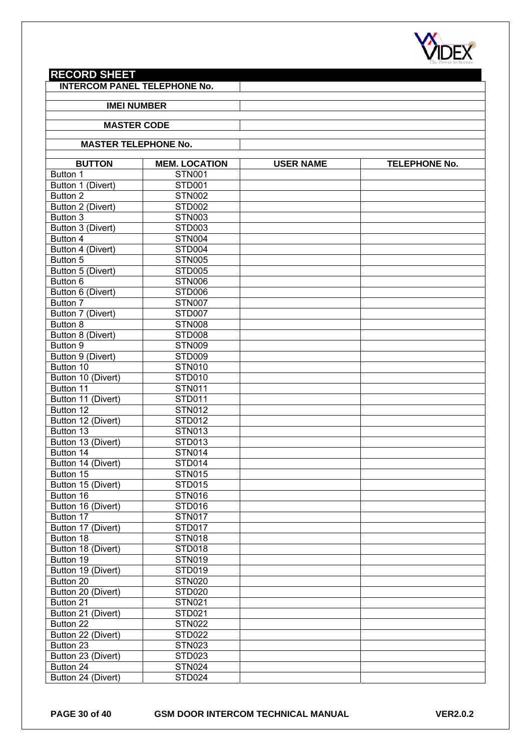## RECORD SHEET

| | |
|---|---|
| **INTERCOM PANEL TELEPHONE No.** | |
| **IMEI NUMBER** | |
| **MASTER CODE** | |
| **MASTER TELEPHONE No.** | |

| BUTTON | MEM. LOCATION | USER NAME | TELEPHONE No. |
|---|---|---|---|
| Button 1 | STN001 | | |
| Button 1 (Divert) | STD001 | | |
| Button 2 | STN002 | | |
| Button 2 (Divert) | STD002 | | |
| Button 3 | STN003 | | |
| Button 3 (Divert) | STD003 | | |
| Button 4 | STN004 | | |
| Button 4 (Divert) | STD004 | | |
| Button 5 | STN005 | | |
| Button 5 (Divert) | STD005 | | |
| Button 6 | STN006 | | |
| Button 6 (Divert) | STD006 | | |
| Button 7 | STN007 | | |
| Button 7 (Divert) | STD007 | | |
| Button 8 | STN008 | | |
| Button 8 (Divert) | STD008 | | |
| Button 9 | STN009 | | |
| Button 9 (Divert) | STD009 | | |
| Button 10 | STN010 | | |
| Button 10 (Divert) | STD010 | | |
| Button 11 | STN011 | | |
| Button 11 (Divert) | STD011 | | |
| Button 12 | STN012 | | |
| Button 12 (Divert) | STD012 | | |
| Button 13 | STN013 | | |
| Button 13 (Divert) | STD013 | | |
| Button 14 | STN014 | | |
| Button 14 (Divert) | STD014 | | |
| Button 15 | STN015 | | |
| Button 15 (Divert) | STD015 | | |
| Button 16 | STN016 | | |
| Button 16 (Divert) | STD016 | | |
| Button 17 | STN017 | | |
| Button 17 (Divert) | STD017 | | |
| Button 18 | STN018 | | |
| Button 18 (Divert) | STD018 | | |
| Button 19 | STN019 | | |
| Button 19 (Divert) | STD019 | | |
| Button 20 | STN020 | | |
| Button 20 (Divert) | STD020 | | |
| Button 21 | STN021 | | |
| Button 21 (Divert) | STD021 | | |
| Button 22 | STN022 | | |
| Button 22 (Divert) | STD022 | | |
| Button 23 | STN023 | | |
| Button 23 (Divert) | STD023 | | |
| Button 24 | STN024 | | |
| Button 24 (Divert) | STD024 | | |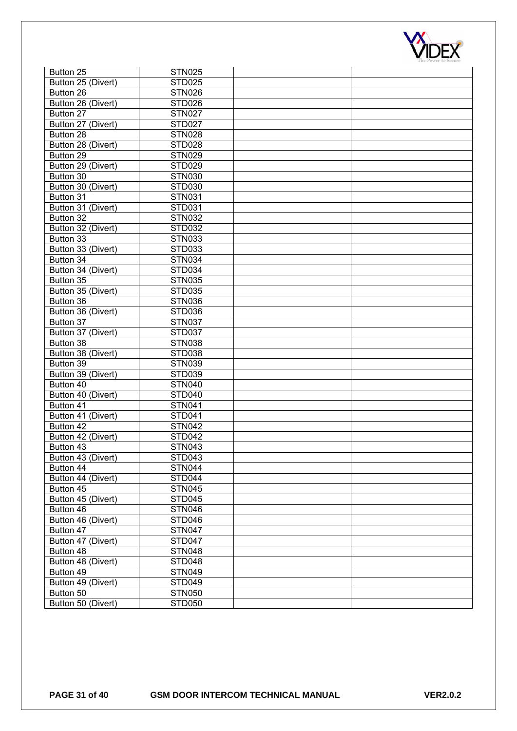| Button 25 | STN025 | | |
|---|---|---|---|
| Button 25 (Divert) | STD025 | | |
| Button 26 | STN026 | | |
| Button 26 (Divert) | STD026 | | |
| Button 27 | STN027 | | |
| Button 27 (Divert) | STD027 | | |
| Button 28 | STN028 | | |
| Button 28 (Divert) | STD028 | | |
| Button 29 | STN029 | | |
| Button 29 (Divert) | STD029 | | |
| Button 30 | STN030 | | |
| Button 30 (Divert) | STD030 | | |
| Button 31 | STN031 | | |
| Button 31 (Divert) | STD031 | | |
| Button 32 | STN032 | | |
| Button 32 (Divert) | STD032 | | |
| Button 33 | STN033 | | |
| Button 33 (Divert) | STD033 | | |
| Button 34 | STN034 | | |
| Button 34 (Divert) | STD034 | | |
| Button 35 | STN035 | | |
| Button 35 (Divert) | STD035 | | |
| Button 36 | STN036 | | |
| Button 36 (Divert) | STD036 | | |
| Button 37 | STN037 | | |
| Button 37 (Divert) | STD037 | | |
| Button 38 | STN038 | | |
| Button 38 (Divert) | STD038 | | |
| Button 39 | STN039 | | |
| Button 39 (Divert) | STD039 | | |
| Button 40 | STN040 | | |
| Button 40 (Divert) | STD040 | | |
| Button 41 | STN041 | | |
| Button 41 (Divert) | STD041 | | |
| Button 42 | STN042 | | |
| Button 42 (Divert) | STD042 | | |
| Button 43 | STN043 | | |
| Button 43 (Divert) | STD043 | | |
| Button 44 | STN044 | | |
| Button 44 (Divert) | STD044 | | |
| Button 45 | STN045 | | |
| Button 45 (Divert) | STD045 | | |
| Button 46 | STN046 | | |
| Button 46 (Divert) | STD046 | | |
| Button 47 | STN047 | | |
| Button 47 (Divert) | STD047 | | |
| Button 48 | STN048 | | |
| Button 48 (Divert) | STD048 | | |
| Button 49 | STN049 | | |
| Button 49 (Divert) | STD049 | | |
| Button 50 | STN050 | | |
| Button 50 (Divert) | STD050 | | |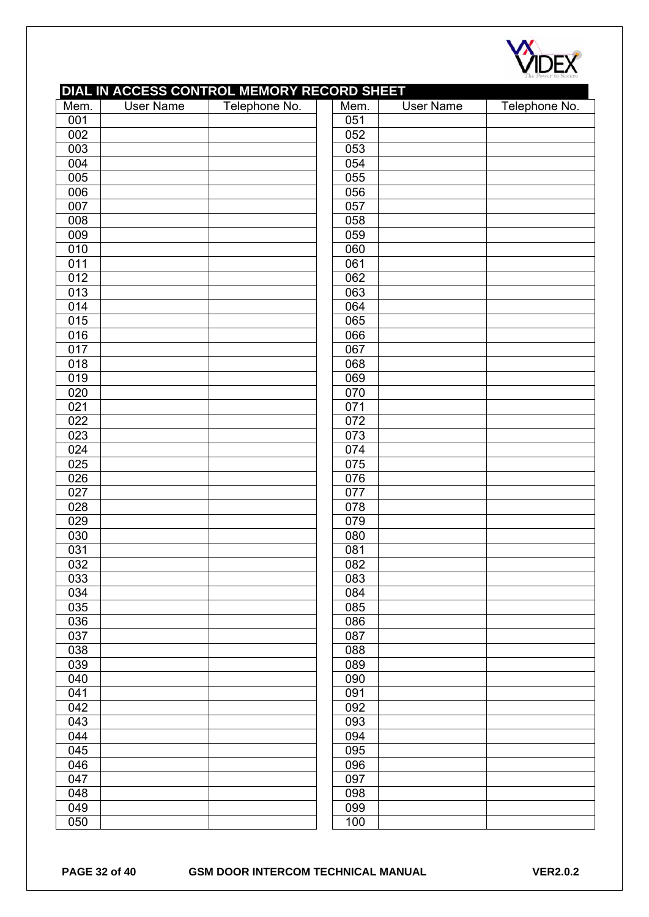## DIAL IN ACCESS CONTROL MEMORY RECORD SHEET

| Mem. | User Name | Telephone No. |
|---|---|---|
| 001 | | |
| 002 | | |
| 003 | | |
| 004 | | |
| 005 | | |
| 006 | | |
| 007 | | |
| 008 | | |
| 009 | | |
| 010 | | |
| 011 | | |
| 012 | | |
| 013 | | |
| 014 | | |
| 015 | | |
| 016 | | |
| 017 | | |
| 018 | | |
| 019 | | |
| 020 | | |
| 021 | | |
| 022 | | |
| 023 | | |
| 024 | | |
| 025 | | |
| 026 | | |
| 027 | | |
| 028 | | |
| 029 | | |
| 030 | | |
| 031 | | |
| 032 | | |
| 033 | | |
| 034 | | |
| 035 | | |
| 036 | | |
| 037 | | |
| 038 | | |
| 039 | | |
| 040 | | |
| 041 | | |
| 042 | | |
| 043 | | |
| 044 | | |
| 045 | | |
| 046 | | |
| 047 | | |
| 048 | | |
| 049 | | |
| 050 | | |

| Mem. | User Name | Telephone No. |
|---|---|---|
| 051 | | |
| 052 | | |
| 053 | | |
| 054 | | |
| 055 | | |
| 056 | | |
| 057 | | |
| 058 | | |
| 059 | | |
| 060 | | |
| 061 | | |
| 062 | | |
| 063 | | |
| 064 | | |
| 065 | | |
| 066 | | |
| 067 | | |
| 068 | | |
| 069 | | |
| 070 | | |
| 071 | | |
| 072 | | |
| 073 | | |
| 074 | | |
| 075 | | |
| 076 | | |
| 077 | | |
| 078 | | |
| 079 | | |
| 080 | | |
| 081 | | |
| 082 | | |
| 083 | | |
| 084 | | |
| 085 | | |
| 086 | | |
| 087 | | |
| 088 | | |
| 089 | | |
| 090 | | |
| 091 | | |
| 092 | | |
| 093 | | |
| 094 | | |
| 095 | | |
| 096 | | |
| 097 | | |
| 098 | | |
| 099 | | |
| 100 | | |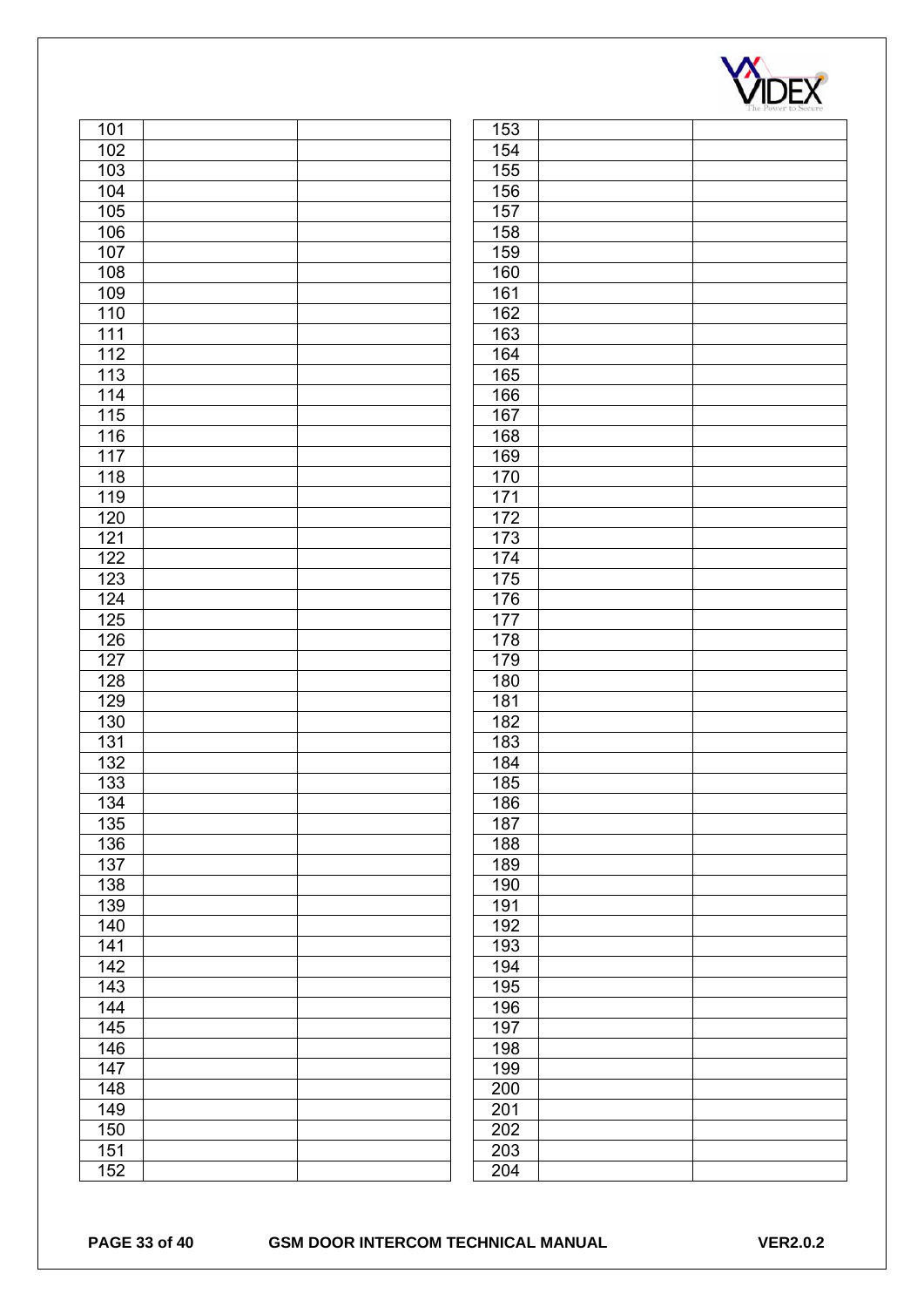| | | |
|---|---|---|
| 101 | | |
| 102 | | |
| 103 | | |
| 104 | | |
| 105 | | |
| 106 | | |
| 107 | | |
| 108 | | |
| 109 | | |
| 110 | | |
| 111 | | |
| 112 | | |
| 113 | | |
| 114 | | |
| 115 | | |
| 116 | | |
| 117 | | |
| 118 | | |
| 119 | | |
| 120 | | |
| 121 | | |
| 122 | | |
| 123 | | |
| 124 | | |
| 125 | | |
| 126 | | |
| 127 | | |
| 128 | | |
| 129 | | |
| 130 | | |
| 131 | | |
| 132 | | |
| 133 | | |
| 134 | | |
| 135 | | |
| 136 | | |
| 137 | | |
| 138 | | |
| 139 | | |
| 140 | | |
| 141 | | |
| 142 | | |
| 143 | | |
| 144 | | |
| 145 | | |
| 146 | | |
| 147 | | |
| 148 | | |
| 149 | | |
| 150 | | |
| 151 | | |
| 152 | | |

| | | |
|---|---|---|
| 153 | | |
| 154 | | |
| 155 | | |
| 156 | | |
| 157 | | |
| 158 | | |
| 159 | | |
| 160 | | |
| 161 | | |
| 162 | | |
| 163 | | |
| 164 | | |
| 165 | | |
| 166 | | |
| 167 | | |
| 168 | | |
| 169 | | |
| 170 | | |
| 171 | | |
| 172 | | |
| 173 | | |
| 174 | | |
| 175 | | |
| 176 | | |
| 177 | | |
| 178 | | |
| 179 | | |
| 180 | | |
| 181 | | |
| 182 | | |
| 183 | | |
| 184 | | |
| 185 | | |
| 186 | | |
| 187 | | |
| 188 | | |
| 189 | | |
| 190 | | |
| 191 | | |
| 192 | | |
| 193 | | |
| 194 | | |
| 195 | | |
| 196 | | |
| 197 | | |
| 198 | | |
| 199 | | |
| 200 | | |
| 201 | | |
| 202 | | |
| 203 | | |
| 204 | | |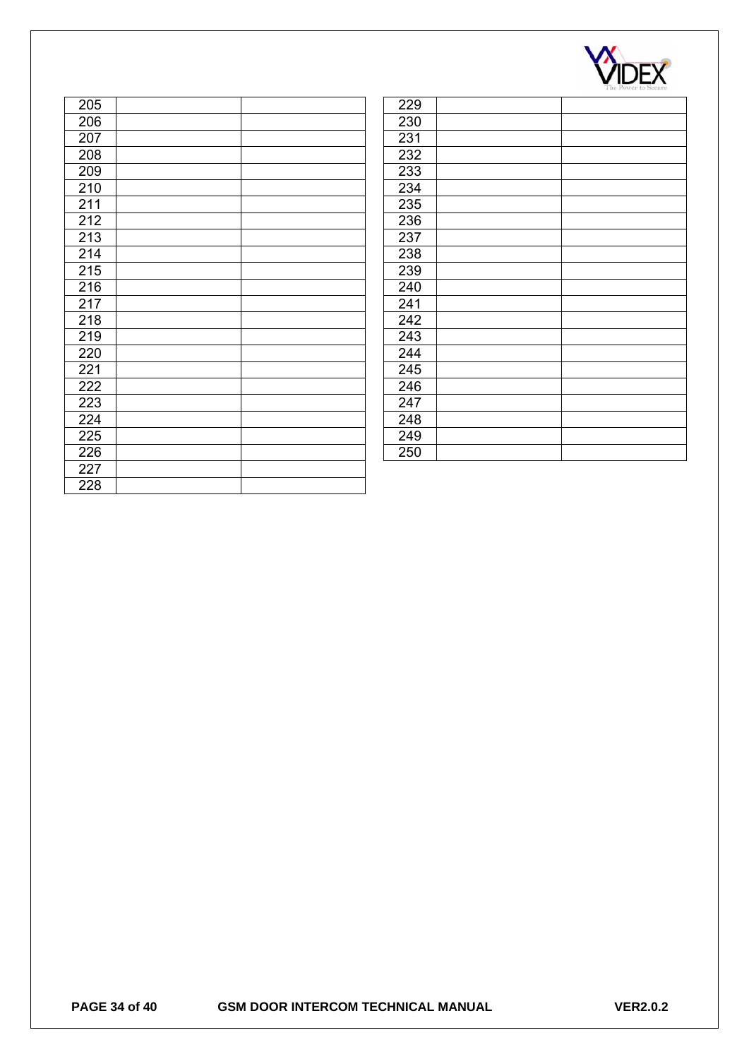| | | |
|---|---|---|
| 205 | | |
| 206 | | |
| 207 | | |
| 208 | | |
| 209 | | |
| 210 | | |
| 211 | | |
| 212 | | |
| 213 | | |
| 214 | | |
| 215 | | |
| 216 | | |
| 217 | | |
| 218 | | |
| 219 | | |
| 220 | | |
| 221 | | |
| 222 | | |
| 223 | | |
| 224 | | |
| 225 | | |
| 226 | | |
| 227 | | |
| 228 | | |

| | | |
|---|---|---|
| 229 | | |
| 230 | | |
| 231 | | |
| 232 | | |
| 233 | | |
| 234 | | |
| 235 | | |
| 236 | | |
| 237 | | |
| 238 | | |
| 239 | | |
| 240 | | |
| 241 | | |
| 242 | | |
| 243 | | |
| 244 | | |
| 245 | | |
| 246 | | |
| 247 | | |
| 248 | | |
| 249 | | |
| 250 | | |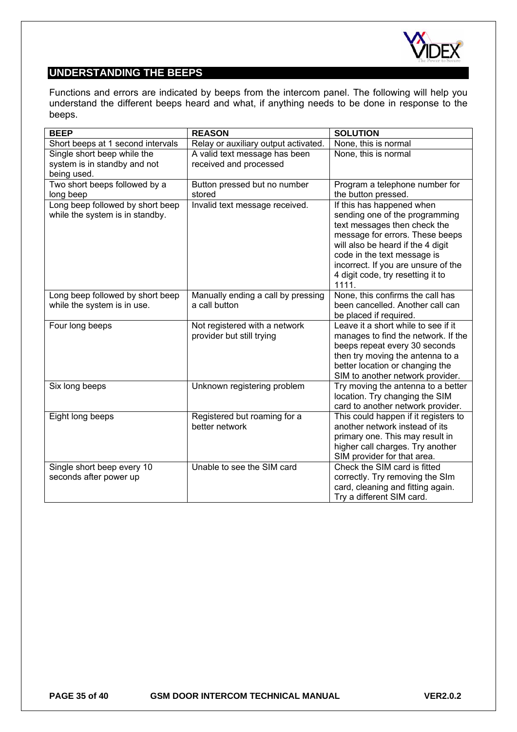## UNDERSTANDING THE BEEPS

Functions and errors are indicated by beeps from the intercom panel. The following will help you understand the different beeps heard and what, if anything needs to be done in response to the beeps.

| BEEP | REASON | SOLUTION |
|---|---|---|
| Short beeps at 1 second intervals | Relay or auxiliary output activated. | None, this is normal |
| Single short beep while the system is in standby and not being used. | A valid text message has been received and processed | None, this is normal |
| Two short beeps followed by a long beep | Button pressed but no number stored | Program a telephone number for the button pressed. |
| Long beep followed by short beep while the system is in standby. | Invalid text message received. | If this has happened when sending one of the programming text messages then check the message for errors. These beeps will also be heard if the 4 digit code in the text message is incorrect. If you are unsure of the 4 digit code, try resetting it to 1111. |
| Long beep followed by short beep while the system is in use. | Manually ending a call by pressing a call button | None, this confirms the call has been cancelled. Another call can be placed if required. |
| Four long beeps | Not registered with a network provider but still trying | Leave it a short while to see if it manages to find the network. If the beeps repeat every 30 seconds then try moving the antenna to a better location or changing the SIM to another network provider. |
| Six long beeps | Unknown registering problem | Try moving the antenna to a better location. Try changing the SIM card to another network provider. |
| Eight long beeps | Registered but roaming for a better network | This could happen if it registers to another network instead of its primary one. This may result in higher call charges. Try another SIM provider for that area. |
| Single short beep every 10 seconds after power up | Unable to see the SIM card | Check the SIM card is fitted correctly. Try removing the SIm card, cleaning and fitting again. Try a different SIM card. |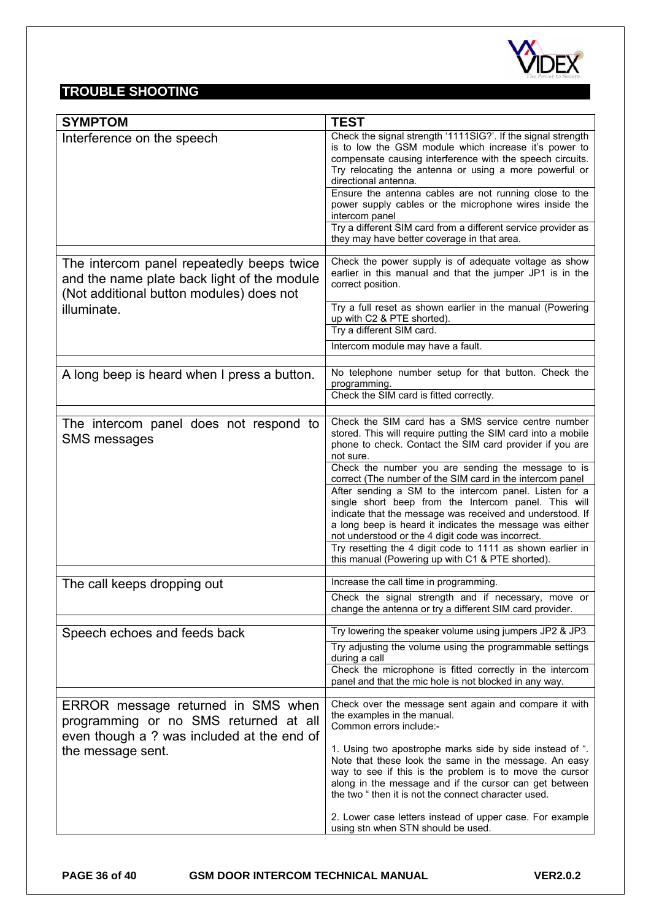## TROUBLE SHOOTING

| SYMPTOM | TEST |
|---|---|
| Interference on the speech | Check the signal strength '1111SIG?'. If the signal strength is to low the GSM module which increase it's power to compensate causing interference with the speech circuits. Try relocating the antenna or using a more powerful or directional antenna. |
| | Ensure the antenna cables are not running close to the power supply cables or the microphone wires inside the intercom panel |
| | Try a different SIM card from a different service provider as they may have better coverage in that area. |
| The intercom panel repeatedly beeps twice and the name plate back light of the module (Not additional button modules) does not illuminate. | Check the power supply is of adequate voltage as show earlier in this manual and that the jumper JP1 is in the correct position. |
| | Try a full reset as shown earlier in the manual (Powering up with C2 & PTE shorted). |
| | Try a different SIM card. |
| | Intercom module may have a fault. |
| A long beep is heard when I press a button. | No telephone number setup for that button. Check the programming. |
| | Check the SIM card is fitted correctly. |
| The intercom panel does not respond to SMS messages | Check the SIM card has a SMS service centre number stored. This will require putting the SIM card into a mobile phone to check. Contact the SIM card provider if you are not sure. |
| | Check the number you are sending the message to is correct (The number of the SIM card in the intercom panel |
| | After sending a SM to the intercom panel. Listen for a single short beep from the Intercom panel. This will indicate that the message was received and understood. If a long beep is heard it indicates the message was either not understood or the 4 digit code was incorrect. |
| | Try resetting the 4 digit code to 1111 as shown earlier in this manual (Powering up with C1 & PTE shorted). |
| The call keeps dropping out | Increase the call time in programming. |
| | Check the signal strength and if necessary, move or change the antenna or try a different SIM card provider. |
| Speech echoes and feeds back | Try lowering the speaker volume using jumpers JP2 & JP3 |
| | Try adjusting the volume using the programmable settings during a call |
| | Check the microphone is fitted correctly in the intercom panel and that the mic hole is not blocked in any way. |
| ERROR message returned in SMS when programming or no SMS returned at all even though a ? was included at the end of the message sent. | Check over the message sent again and compare it with the examples in the manual.<br>Common errors include:-<br><br>1. Using two apostrophe marks side by side instead of ". Note that these look the same in the message. An easy way to see if this is the problem is to move the cursor along in the message and if the cursor can get between the two " then it is not the connect character used.<br><br>2. Lower case letters instead of upper case. For example using stn when STN should be used. |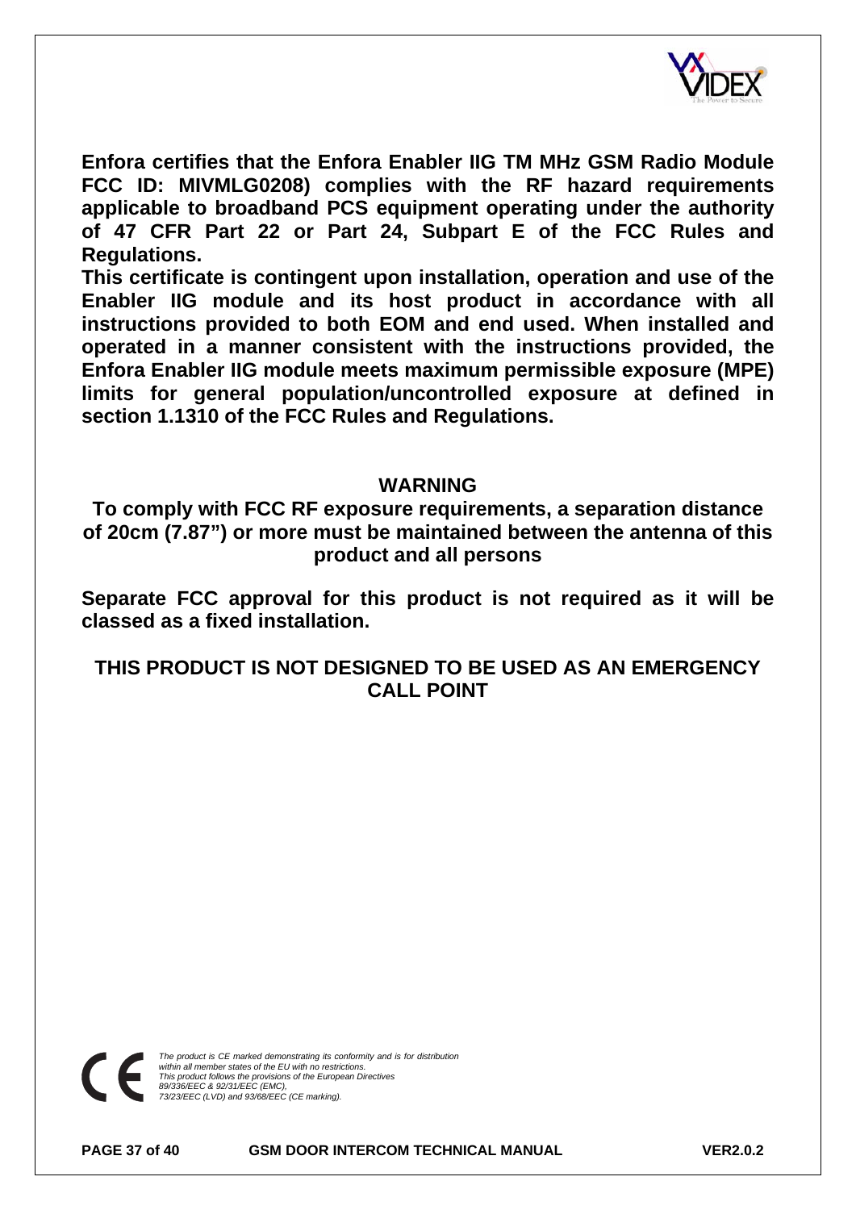**Enfora certifies that the Enfora Enabler IIG TM MHz GSM Radio Module FCC ID: MIVMLG0208) complies with the RF hazard requirements applicable to broadband PCS equipment operating under the authority of 47 CFR Part 22 or Part 24, Subpart E of the FCC Rules and Regulations.**

**This certificate is contingent upon installation, operation and use of the Enabler IIG module and its host product in accordance with all instructions provided to both EOM and end used. When installed and operated in a manner consistent with the instructions provided, the Enfora Enabler IIG module meets maximum permissible exposure (MPE) limits for general population/uncontrolled exposure at defined in section 1.1310 of the FCC Rules and Regulations.**

## WARNING

**To comply with FCC RF exposure requirements, a separation distance of 20cm (7.87") or more must be maintained between the antenna of this product and all persons**

**Separate FCC approval for this product is not required as it will be classed as a fixed installation.**

## THIS PRODUCT IS NOT DESIGNED TO BE USED AS AN EMERGENCY CALL POINT

CE

*The product is CE marked demonstrating its conformity and is for distribution within all member states of the EU with no restrictions.*
*This product follows the provisions of the European Directives 89/336/EEC & 92/31/EEC (EMC), 73/23/EEC (LVD) and 93/68/EEC (CE marking).*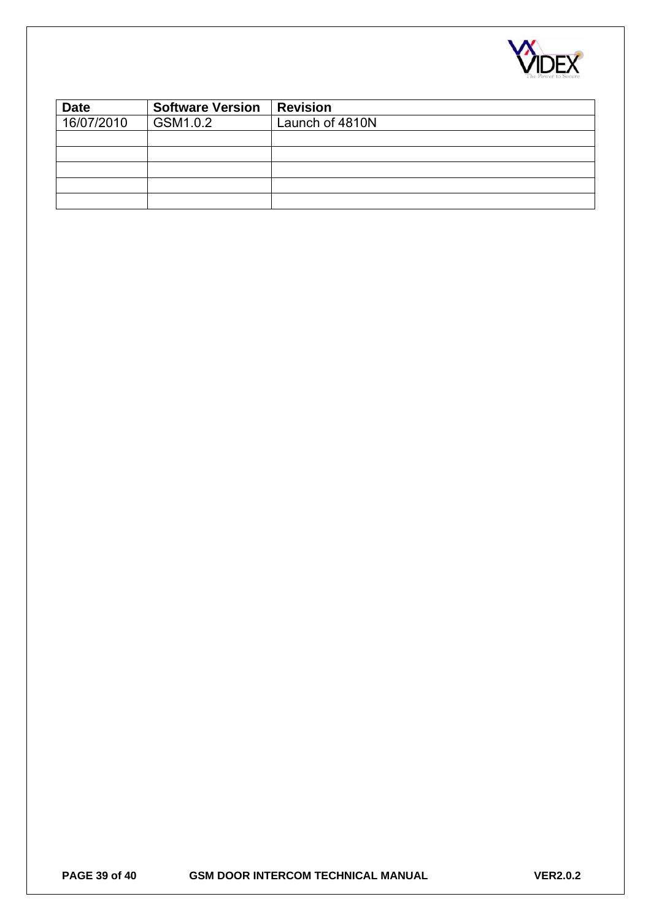| Date | Software Version | Revision |
|---|---|---|
| 16/07/2010 | GSM1.0.2 | Launch of 4810N |
| | | |
| | | |
| | | |
| | | |
| | | |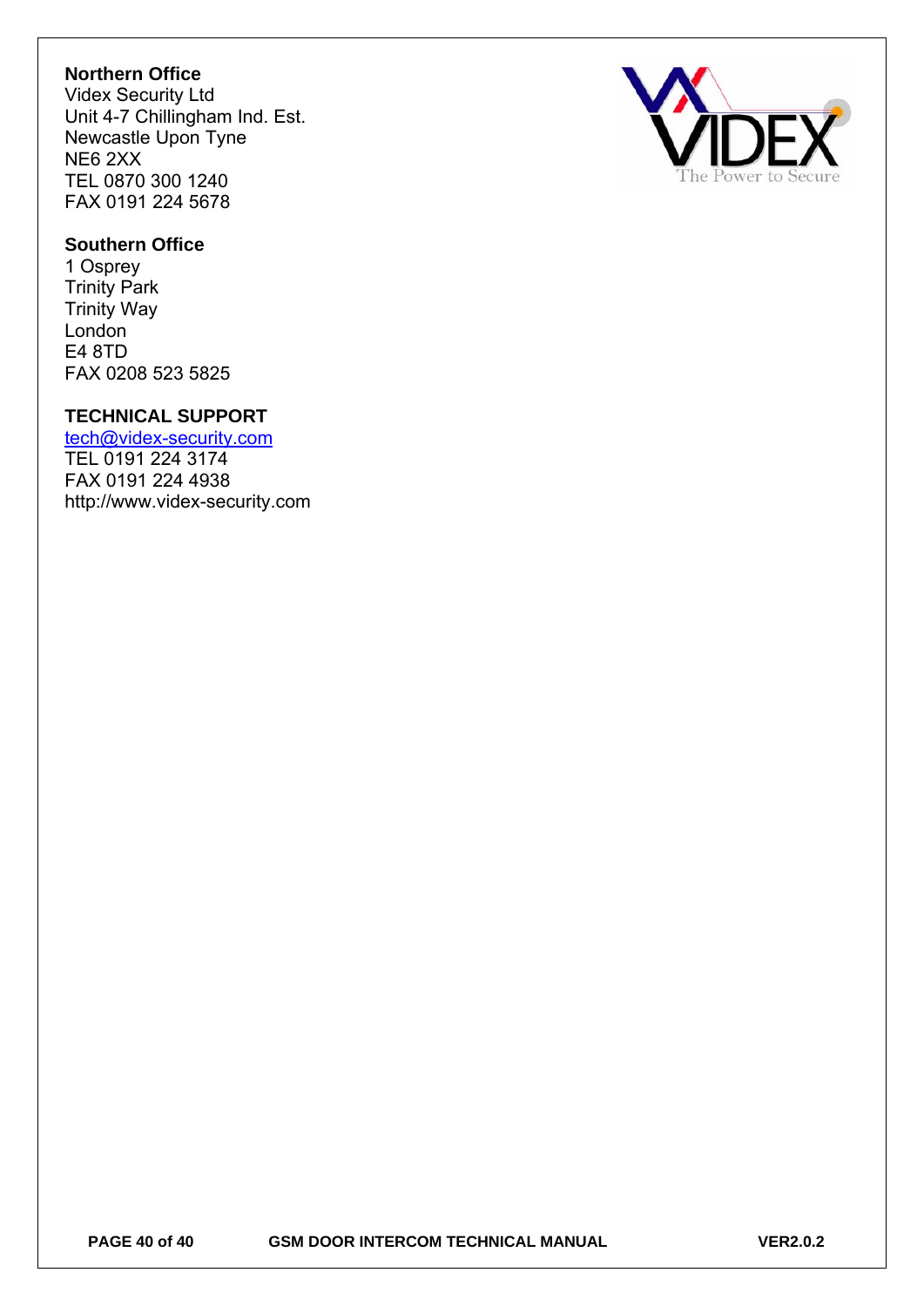**Northern Office**
Videx Security Ltd
Unit 4-7 Chillingham Ind. Est.
Newcastle Upon Tyne
NE6 2XX
TEL 0870 300 1240
FAX 0191 224 5678

**Southern Office**
1 Osprey
Trinity Park
Trinity Way
London
E4 8TD
FAX 0208 523 5825

**TECHNICAL SUPPORT**
tech@videx-security.com
TEL 0191 224 3174
FAX 0191 224 4938
http://www.videx-security.com